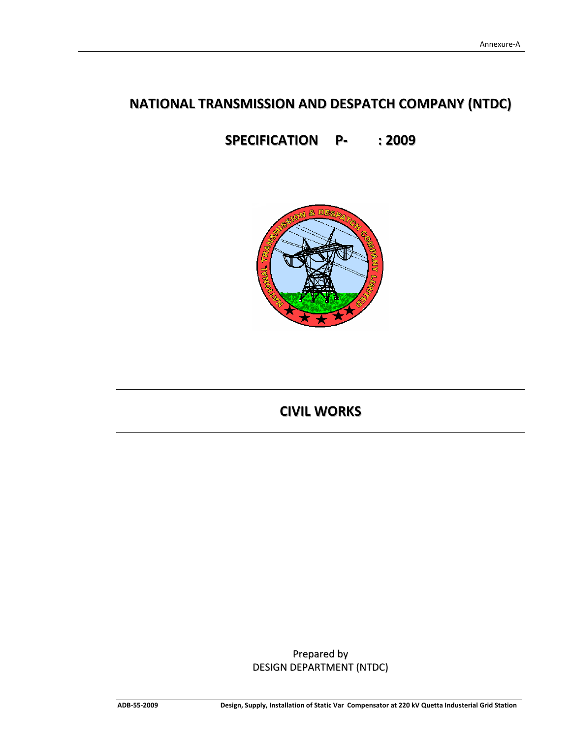# NATIONAL TRANSMISSION AND DESPATCH COMPANY (NTDC)

## SPECIFICATION P- : 2009

# CIVIL WORKS

Prepared by
DESIGN DEPARTMENT (NTDC)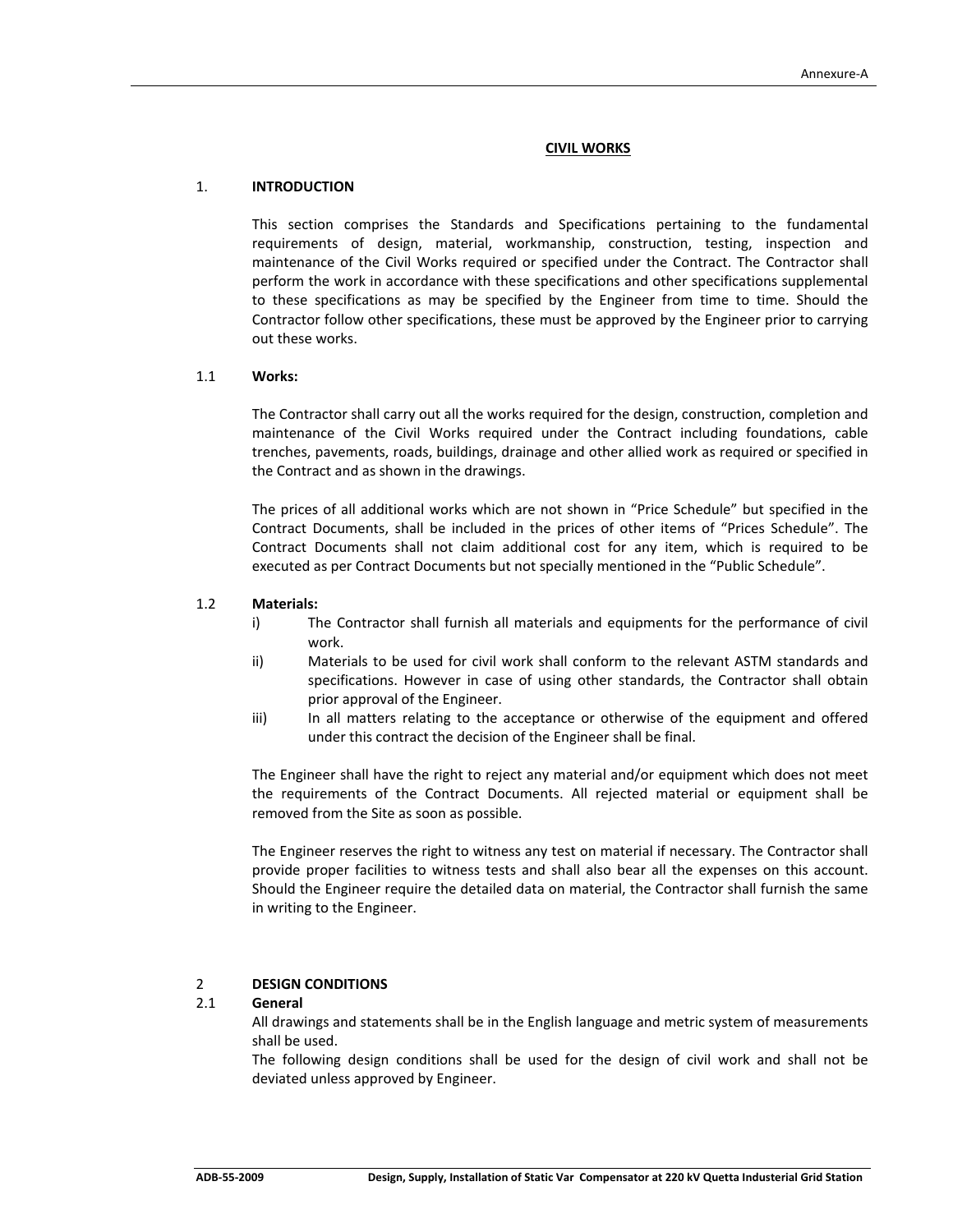## CIVIL WORKS

### 1. INTRODUCTION

This section comprises the Standards and Specifications pertaining to the fundamental requirements of design, material, workmanship, construction, testing, inspection and maintenance of the Civil Works required or specified under the Contract. The Contractor shall perform the work in accordance with these specifications and other specifications supplemental to these specifications as may be specified by the Engineer from time to time. Should the Contractor follow other specifications, these must be approved by the Engineer prior to carrying out these works.

#### 1.1 Works:

The Contractor shall carry out all the works required for the design, construction, completion and maintenance of the Civil Works required under the Contract including foundations, cable trenches, pavements, roads, buildings, drainage and other allied work as required or specified in the Contract and as shown in the drawings.

The prices of all additional works which are not shown in "Price Schedule" but specified in the Contract Documents, shall be included in the prices of other items of "Prices Schedule". The Contract Documents shall not claim additional cost for any item, which is required to be executed as per Contract Documents but not specially mentioned in the "Public Schedule".

#### 1.2 Materials:

- i) The Contractor shall furnish all materials and equipments for the performance of civil work.
- ii) Materials to be used for civil work shall conform to the relevant ASTM standards and specifications. However in case of using other standards, the Contractor shall obtain prior approval of the Engineer.
- iii) In all matters relating to the acceptance or otherwise of the equipment and offered under this contract the decision of the Engineer shall be final.

The Engineer shall have the right to reject any material and/or equipment which does not meet the requirements of the Contract Documents. All rejected material or equipment shall be removed from the Site as soon as possible.

The Engineer reserves the right to witness any test on material if necessary. The Contractor shall provide proper facilities to witness tests and shall also bear all the expenses on this account. Should the Engineer require the detailed data on material, the Contractor shall furnish the same in writing to the Engineer.

### 2 DESIGN CONDITIONS

#### 2.1 General

All drawings and statements shall be in the English language and metric system of measurements shall be used.

The following design conditions shall be used for the design of civil work and shall not be deviated unless approved by Engineer.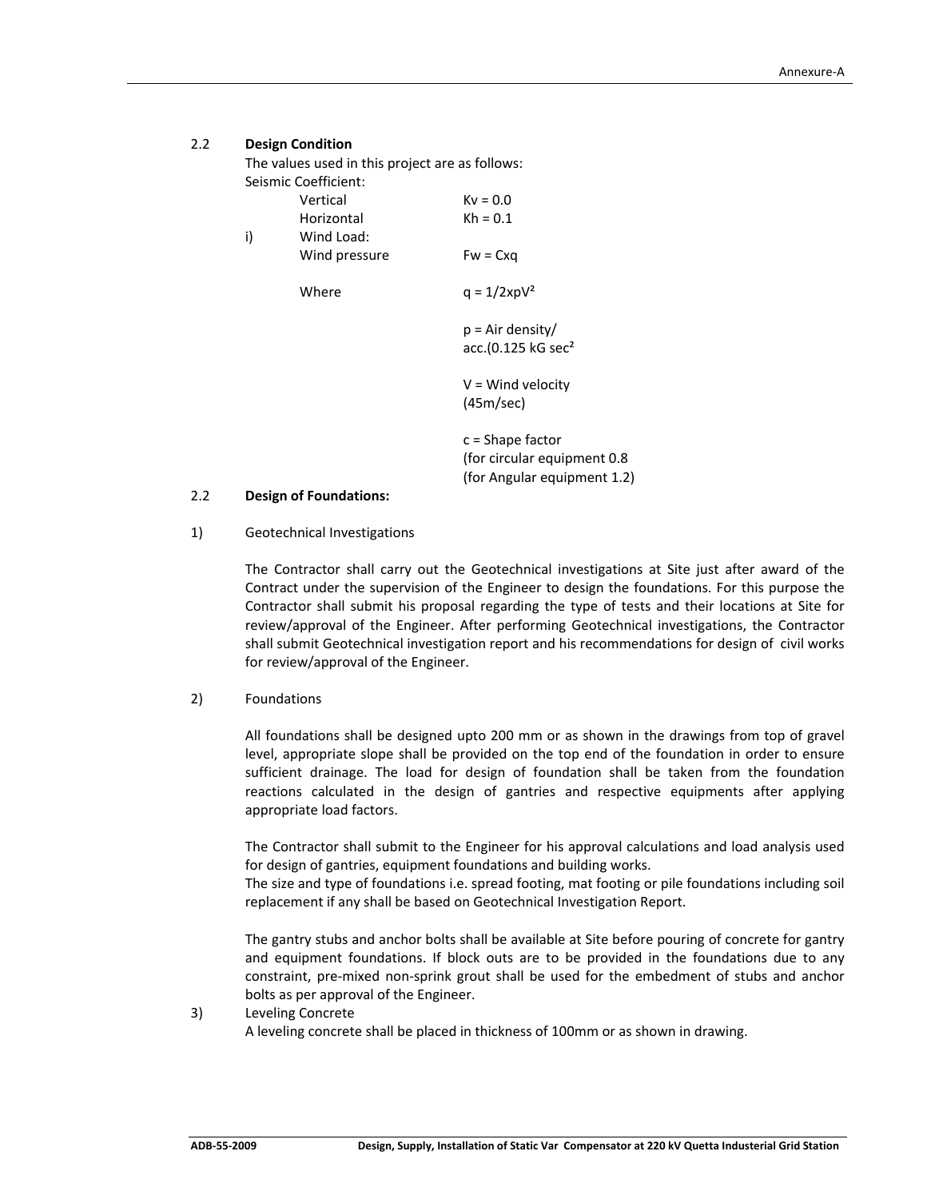## 2.2 Design Condition

The values used in this project are as follows:

Seismic Coefficient:

| | |
|---|---|
| Vertical | Kv = 0.0 |
| Horizontal | Kh = 0.1 |

i) Wind Load:

| | |
|---|---|
| Wind pressure | Fw = Cxq |
| Where | q = 1/2xpV² |
| | p = Air density/ acc.(0.125 kG sec² |
| | V = Wind velocity (45m/sec) |
| | c = Shape factor (for circular equipment 0.8 (for Angular equipment 1.2) |

## 2.2 Design of Foundations:

1) Geotechnical Investigations

The Contractor shall carry out the Geotechnical investigations at Site just after award of the Contract under the supervision of the Engineer to design the foundations. For this purpose the Contractor shall submit his proposal regarding the type of tests and their locations at Site for review/approval of the Engineer. After performing Geotechnical investigations, the Contractor shall submit Geotechnical investigation report and his recommendations for design of civil works for review/approval of the Engineer.

2) Foundations

All foundations shall be designed upto 200 mm or as shown in the drawings from top of gravel level, appropriate slope shall be provided on the top end of the foundation in order to ensure sufficient drainage. The load for design of foundation shall be taken from the foundation reactions calculated in the design of gantries and respective equipments after applying appropriate load factors.

The Contractor shall submit to the Engineer for his approval calculations and load analysis used for design of gantries, equipment foundations and building works.

The size and type of foundations i.e. spread footing, mat footing or pile foundations including soil replacement if any shall be based on Geotechnical Investigation Report.

The gantry stubs and anchor bolts shall be available at Site before pouring of concrete for gantry and equipment foundations. If block outs are to be provided in the foundations due to any constraint, pre-mixed non-sprink grout shall be used for the embedment of stubs and anchor bolts as per approval of the Engineer.

3) Leveling Concrete

A leveling concrete shall be placed in thickness of 100mm or as shown in drawing.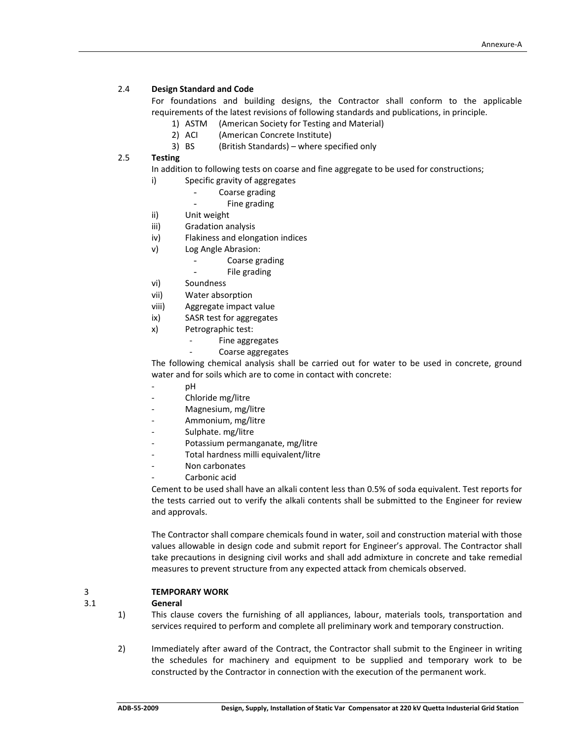### 2.4 Design Standard and Code

For foundations and building designs, the Contractor shall conform to the applicable requirements of the latest revisions of following standards and publications, in principle.

1) ASTM (American Society for Testing and Material)
2) ACI (American Concrete Institute)
3) BS (British Standards) – where specified only

### 2.5 Testing

In addition to following tests on coarse and fine aggregate to be used for constructions;

i) Specific gravity of aggregates
   - Coarse grading
   - Fine grading

ii) Unit weight

iii) Gradation analysis

iv) Flakiness and elongation indices

v) Log Angle Abrasion:
   - Coarse grading
   - File grading

vi) Soundness

vii) Water absorption

viii) Aggregate impact value

ix) SASR test for aggregates

x) Petrographic test:
   - Fine aggregates
   - Coarse aggregates

The following chemical analysis shall be carried out for water to be used in concrete, ground water and for soils which are to come in contact with concrete:

- pH
- Chloride mg/litre
- Magnesium, mg/litre
- Ammonium, mg/litre
- Sulphate. mg/litre
- Potassium permanganate, mg/litre
- Total hardness milli equivalent/litre
- Non carbonates
- Carbonic acid

Cement to be used shall have an alkali content less than 0.5% of soda equivalent. Test reports for the tests carried out to verify the alkali contents shall be submitted to the Engineer for review and approvals.

The Contractor shall compare chemicals found in water, soil and construction material with those values allowable in design code and submit report for Engineer's approval. The Contractor shall take precautions in designing civil works and shall add admixture in concrete and take remedial measures to prevent structure from any expected attack from chemicals observed.

## 3 TEMPORARY WORK

### 3.1 General

1) This clause covers the furnishing of all appliances, labour, materials tools, transportation and services required to perform and complete all preliminary work and temporary construction.

2) Immediately after award of the Contract, the Contractor shall submit to the Engineer in writing the schedules for machinery and equipment to be supplied and temporary work to be constructed by the Contractor in connection with the execution of the permanent work.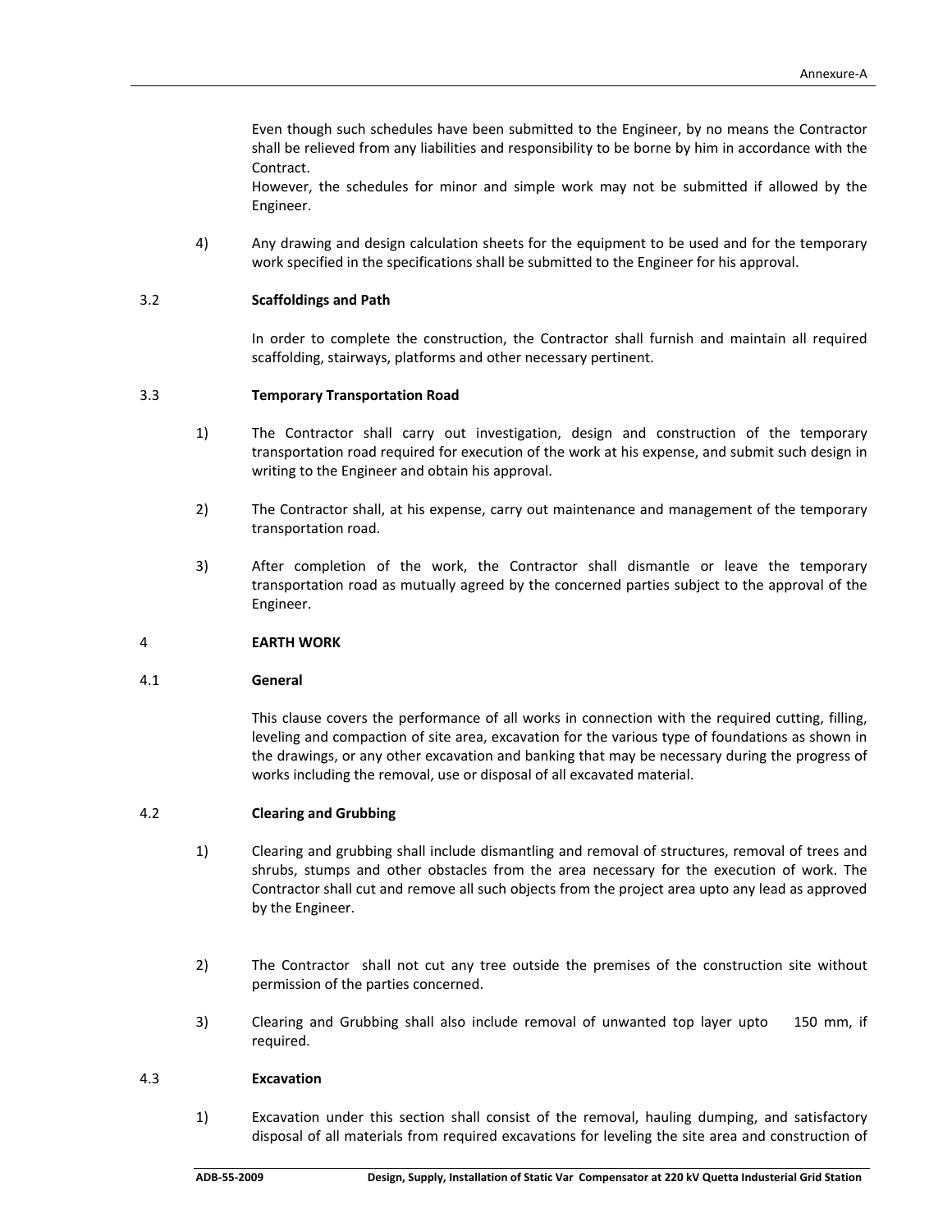Even though such schedules have been submitted to the Engineer, by no means the Contractor shall be relieved from any liabilities and responsibility to be borne by him in accordance with the Contract.

However, the schedules for minor and simple work may not be submitted if allowed by the Engineer.

4) Any drawing and design calculation sheets for the equipment to be used and for the temporary work specified in the specifications shall be submitted to the Engineer for his approval.

### 3.2 Scaffoldings and Path

In order to complete the construction, the Contractor shall furnish and maintain all required scaffolding, stairways, platforms and other necessary pertinent.

### 3.3 Temporary Transportation Road

1) The Contractor shall carry out investigation, design and construction of the temporary transportation road required for execution of the work at his expense, and submit such design in writing to the Engineer and obtain his approval.

2) The Contractor shall, at his expense, carry out maintenance and management of the temporary transportation road.

3) After completion of the work, the Contractor shall dismantle or leave the temporary transportation road as mutually agreed by the concerned parties subject to the approval of the Engineer.

## 4 EARTH WORK

### 4.1 General

This clause covers the performance of all works in connection with the required cutting, filling, leveling and compaction of site area, excavation for the various type of foundations as shown in the drawings, or any other excavation and banking that may be necessary during the progress of works including the removal, use or disposal of all excavated material.

### 4.2 Clearing and Grubbing

1) Clearing and grubbing shall include dismantling and removal of structures, removal of trees and shrubs, stumps and other obstacles from the area necessary for the execution of work. The Contractor shall cut and remove all such objects from the project area upto any lead as approved by the Engineer.

2) The Contractor shall not cut any tree outside the premises of the construction site without permission of the parties concerned.

3) Clearing and Grubbing shall also include removal of unwanted top layer upto 150 mm, if required.

### 4.3 Excavation

1) Excavation under this section shall consist of the removal, hauling dumping, and satisfactory disposal of all materials from required excavations for leveling the site area and construction of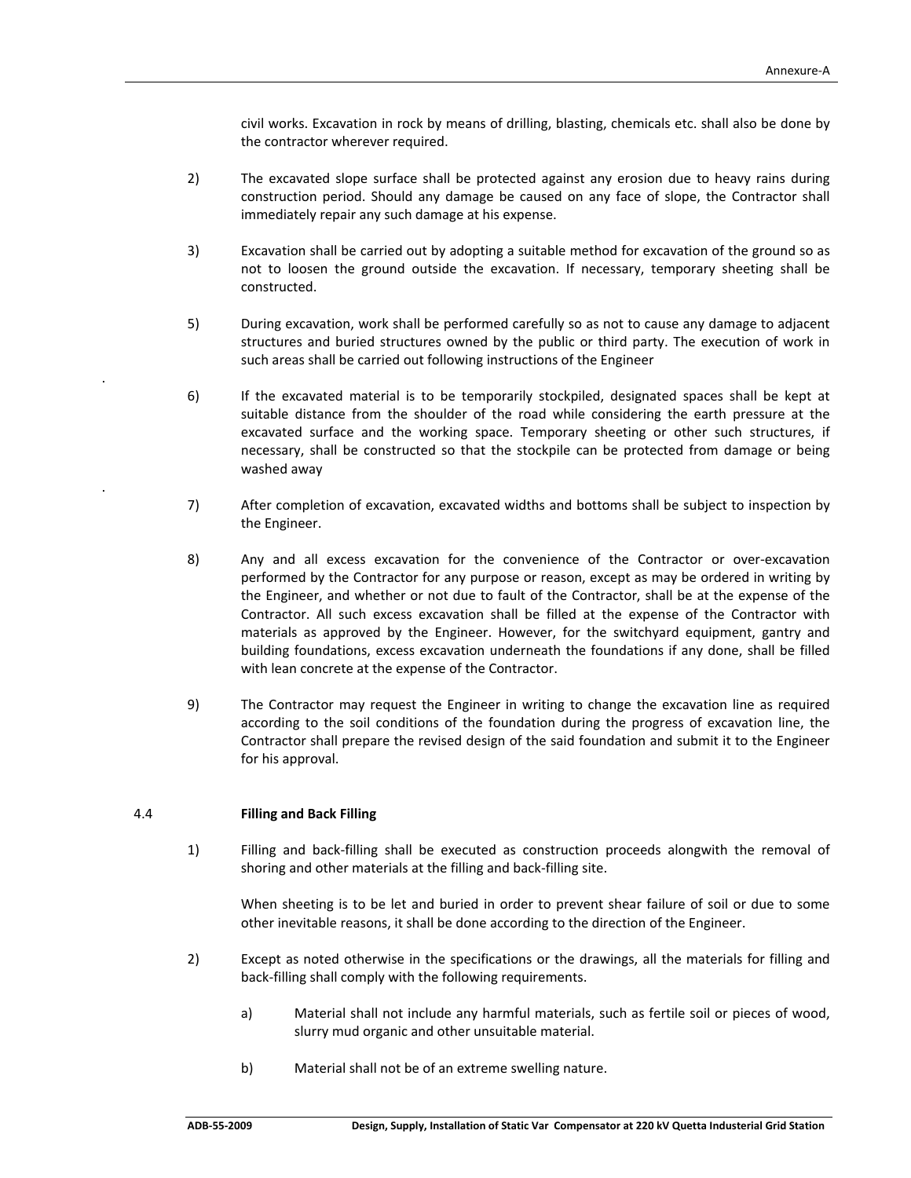civil works. Excavation in rock by means of drilling, blasting, chemicals etc. shall also be done by the contractor wherever required.

2) The excavated slope surface shall be protected against any erosion due to heavy rains during construction period. Should any damage be caused on any face of slope, the Contractor shall immediately repair any such damage at his expense.

3) Excavation shall be carried out by adopting a suitable method for excavation of the ground so as not to loosen the ground outside the excavation. If necessary, temporary sheeting shall be constructed.

5) During excavation, work shall be performed carefully so as not to cause any damage to adjacent structures and buried structures owned by the public or third party. The execution of work in such areas shall be carried out following instructions of the Engineer

6) If the excavated material is to be temporarily stockpiled, designated spaces shall be kept at suitable distance from the shoulder of the road while considering the earth pressure at the excavated surface and the working space. Temporary sheeting or other such structures, if necessary, shall be constructed so that the stockpile can be protected from damage or being washed away

7) After completion of excavation, excavated widths and bottoms shall be subject to inspection by the Engineer.

8) Any and all excess excavation for the convenience of the Contractor or over-excavation performed by the Contractor for any purpose or reason, except as may be ordered in writing by the Engineer, and whether or not due to fault of the Contractor, shall be at the expense of the Contractor. All such excess excavation shall be filled at the expense of the Contractor with materials as approved by the Engineer. However, for the switchyard equipment, gantry and building foundations, excess excavation underneath the foundations if any done, shall be filled with lean concrete at the expense of the Contractor.

9) The Contractor may request the Engineer in writing to change the excavation line as required according to the soil conditions of the foundation during the progress of excavation line, the Contractor shall prepare the revised design of the said foundation and submit it to the Engineer for his approval.

### 4.4 Filling and Back Filling

1) Filling and back-filling shall be executed as construction proceeds alongwith the removal of shoring and other materials at the filling and back-filling site.

   When sheeting is to be let and buried in order to prevent shear failure of soil or due to some other inevitable reasons, it shall be done according to the direction of the Engineer.

2) Except as noted otherwise in the specifications or the drawings, all the materials for filling and back-filling shall comply with the following requirements.

   a) Material shall not include any harmful materials, such as fertile soil or pieces of wood, slurry mud organic and other unsuitable material.

   b) Material shall not be of an extreme swelling nature.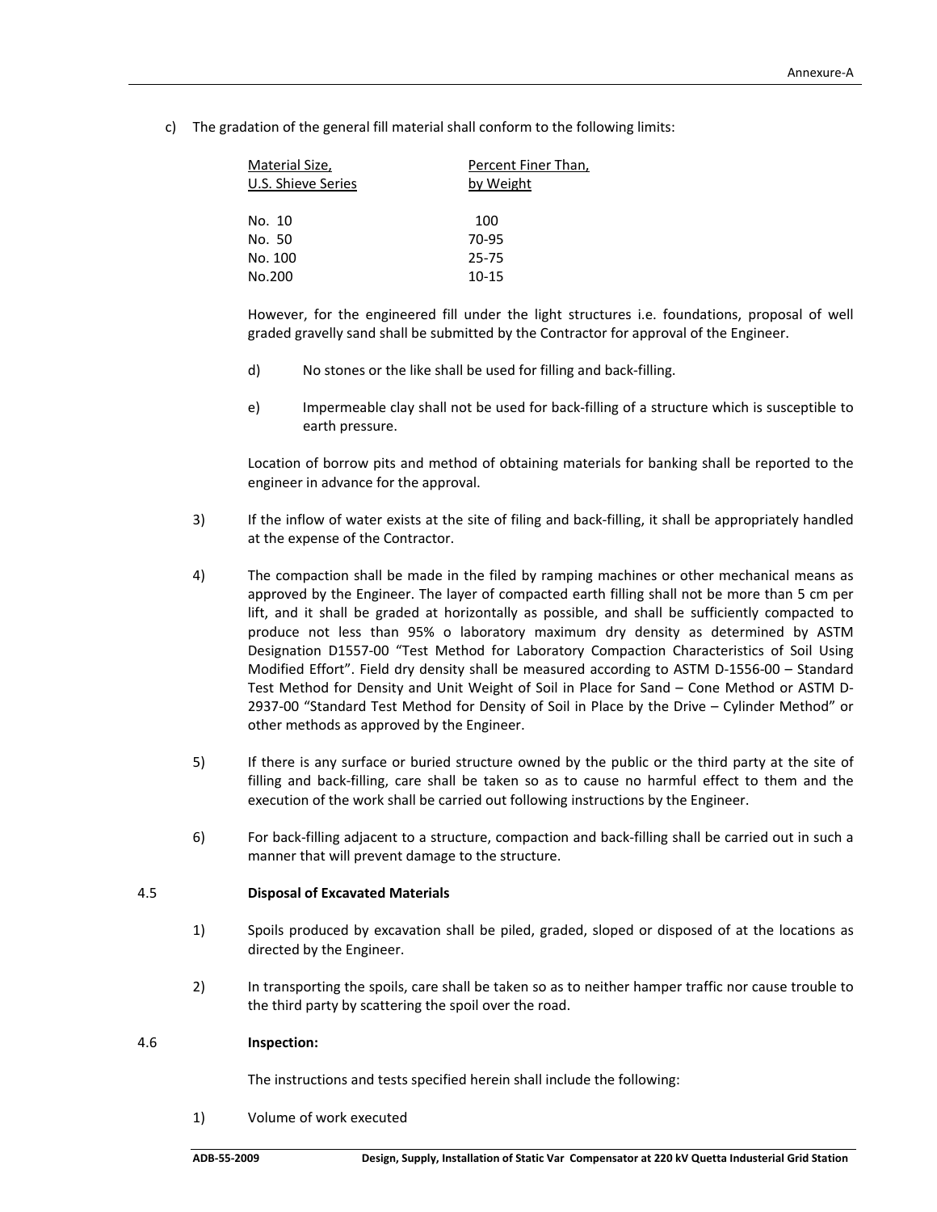c) The gradation of the general fill material shall conform to the following limits:

| Material Size, U.S. Shieve Series | Percent Finer Than, by Weight |
|---|---|
| No. 10 | 100 |
| No. 50 | 70-95 |
| No. 100 | 25-75 |
| No.200 | 10-15 |

However, for the engineered fill under the light structures i.e. foundations, proposal of well graded gravelly sand shall be submitted by the Contractor for approval of the Engineer.

d) No stones or the like shall be used for filling and back-filling.

e) Impermeable clay shall not be used for back-filling of a structure which is susceptible to earth pressure.

Location of borrow pits and method of obtaining materials for banking shall be reported to the engineer in advance for the approval.

3) If the inflow of water exists at the site of filing and back-filling, it shall be appropriately handled at the expense of the Contractor.

4) The compaction shall be made in the filed by ramping machines or other mechanical means as approved by the Engineer. The layer of compacted earth filling shall not be more than 5 cm per lift, and it shall be graded at horizontally as possible, and shall be sufficiently compacted to produce not less than 95% o laboratory maximum dry density as determined by ASTM Designation D1557-00 "Test Method for Laboratory Compaction Characteristics of Soil Using Modified Effort". Field dry density shall be measured according to ASTM D-1556-00 – Standard Test Method for Density and Unit Weight of Soil in Place for Sand – Cone Method or ASTM D-2937-00 "Standard Test Method for Density of Soil in Place by the Drive – Cylinder Method" or other methods as approved by the Engineer.

5) If there is any surface or buried structure owned by the public or the third party at the site of filling and back-filling, care shall be taken so as to cause no harmful effect to them and the execution of the work shall be carried out following instructions by the Engineer.

6) For back-filling adjacent to a structure, compaction and back-filling shall be carried out in such a manner that will prevent damage to the structure.

### 4.5 Disposal of Excavated Materials

1) Spoils produced by excavation shall be piled, graded, sloped or disposed of at the locations as directed by the Engineer.

2) In transporting the spoils, care shall be taken so as to neither hamper traffic nor cause trouble to the third party by scattering the spoil over the road.

### 4.6 Inspection:

The instructions and tests specified herein shall include the following:

1) Volume of work executed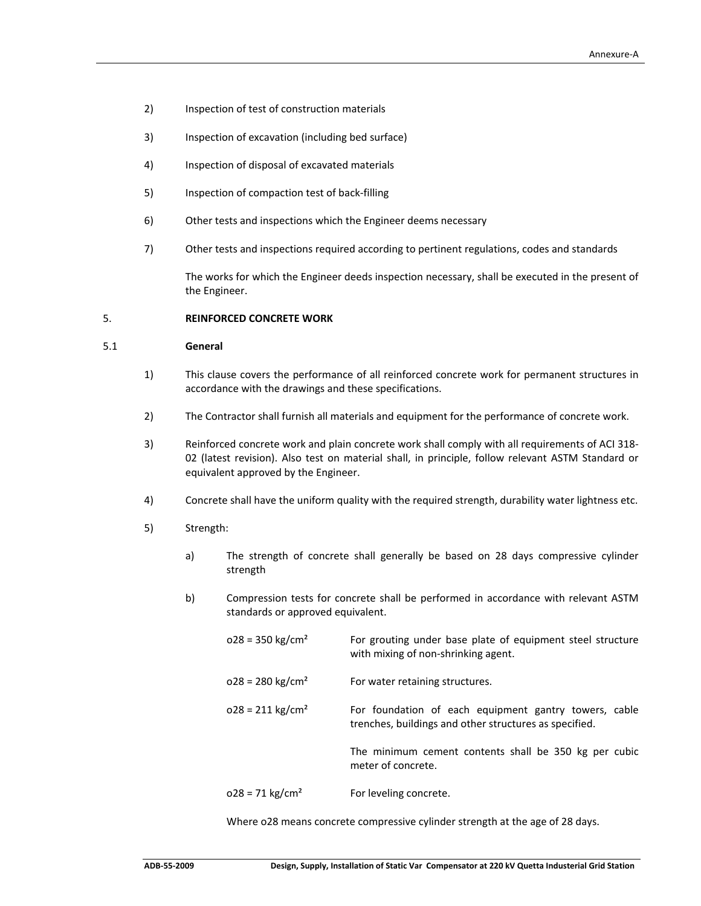2) Inspection of test of construction materials

3) Inspection of excavation (including bed surface)

4) Inspection of disposal of excavated materials

5) Inspection of compaction test of back-filling

6) Other tests and inspections which the Engineer deems necessary

7) Other tests and inspections required according to pertinent regulations, codes and standards

The works for which the Engineer deeds inspection necessary, shall be executed in the present of the Engineer.

## 5. REINFORCED CONCRETE WORK

### 5.1 General

1) This clause covers the performance of all reinforced concrete work for permanent structures in accordance with the drawings and these specifications.

2) The Contractor shall furnish all materials and equipment for the performance of concrete work.

3) Reinforced concrete work and plain concrete work shall comply with all requirements of ACI 318-02 (latest revision). Also test on material shall, in principle, follow relevant ASTM Standard or equivalent approved by the Engineer.

4) Concrete shall have the uniform quality with the required strength, durability water lightness etc.

5) Strength:

   a) The strength of concrete shall generally be based on 28 days compressive cylinder strength

   b) Compression tests for concrete shall be performed in accordance with relevant ASTM standards or approved equivalent.

      o28 = 350 kg/cm² — For grouting under base plate of equipment steel structure with mixing of non-shrinking agent.

      o28 = 280 kg/cm² — For water retaining structures.

      o28 = 211 kg/cm² — For foundation of each equipment gantry towers, cable trenches, buildings and other structures as specified.

      The minimum cement contents shall be 350 kg per cubic meter of concrete.

      o28 = 71 kg/cm² — For leveling concrete.

   Where o28 means concrete compressive cylinder strength at the age of 28 days.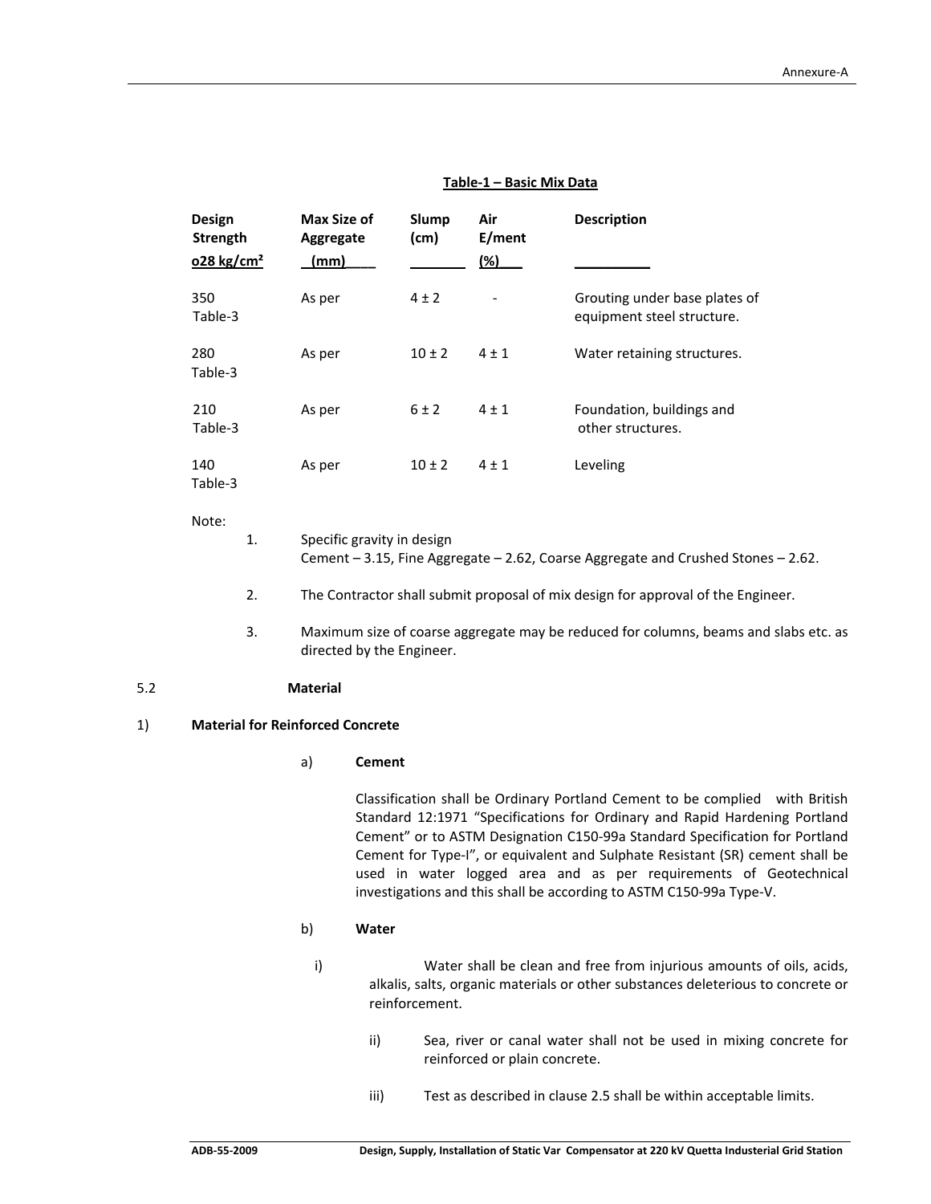**Table-1 – Basic Mix Data**

| Design Strength σ28 kg/cm² | Max Size of Aggregate (mm) | Slump (cm) | Air E/ment (%) | Description |
|---|---|---|---|---|
| 350 | As per Table-3 | 4 ± 2 | - | Grouting under base plates of equipment steel structure. |
| 280 | As per Table-3 | 10 ± 2 | 4 ± 1 | Water retaining structures. |
| 210 | As per Table-3 | 6 ± 2 | 4 ± 1 | Foundation, buildings and other structures. |
| 140 | As per Table-3 | 10 ± 2 | 4 ± 1 | Leveling |

Note:

1. Specific gravity in design
   Cement – 3.15, Fine Aggregate – 2.62, Coarse Aggregate and Crushed Stones – 2.62.
2. The Contractor shall submit proposal of mix design for approval of the Engineer.
3. Maximum size of coarse aggregate may be reduced for columns, beams and slabs etc. as directed by the Engineer.

## 5.2 Material

### 1) Material for Reinforced Concrete

#### a) Cement

Classification shall be Ordinary Portland Cement to be complied with British Standard 12:1971 "Specifications for Ordinary and Rapid Hardening Portland Cement" or to ASTM Designation C150-99a Standard Specification for Portland Cement for Type-I", or equivalent and Sulphate Resistant (SR) cement shall be used in water logged area and as per requirements of Geotechnical investigations and this shall be according to ASTM C150-99a Type-V.

#### b) Water

i) Water shall be clean and free from injurious amounts of oils, acids, alkalis, salts, organic materials or other substances deleterious to concrete or reinforcement.

ii) Sea, river or canal water shall not be used in mixing concrete for reinforced or plain concrete.

iii) Test as described in clause 2.5 shall be within acceptable limits.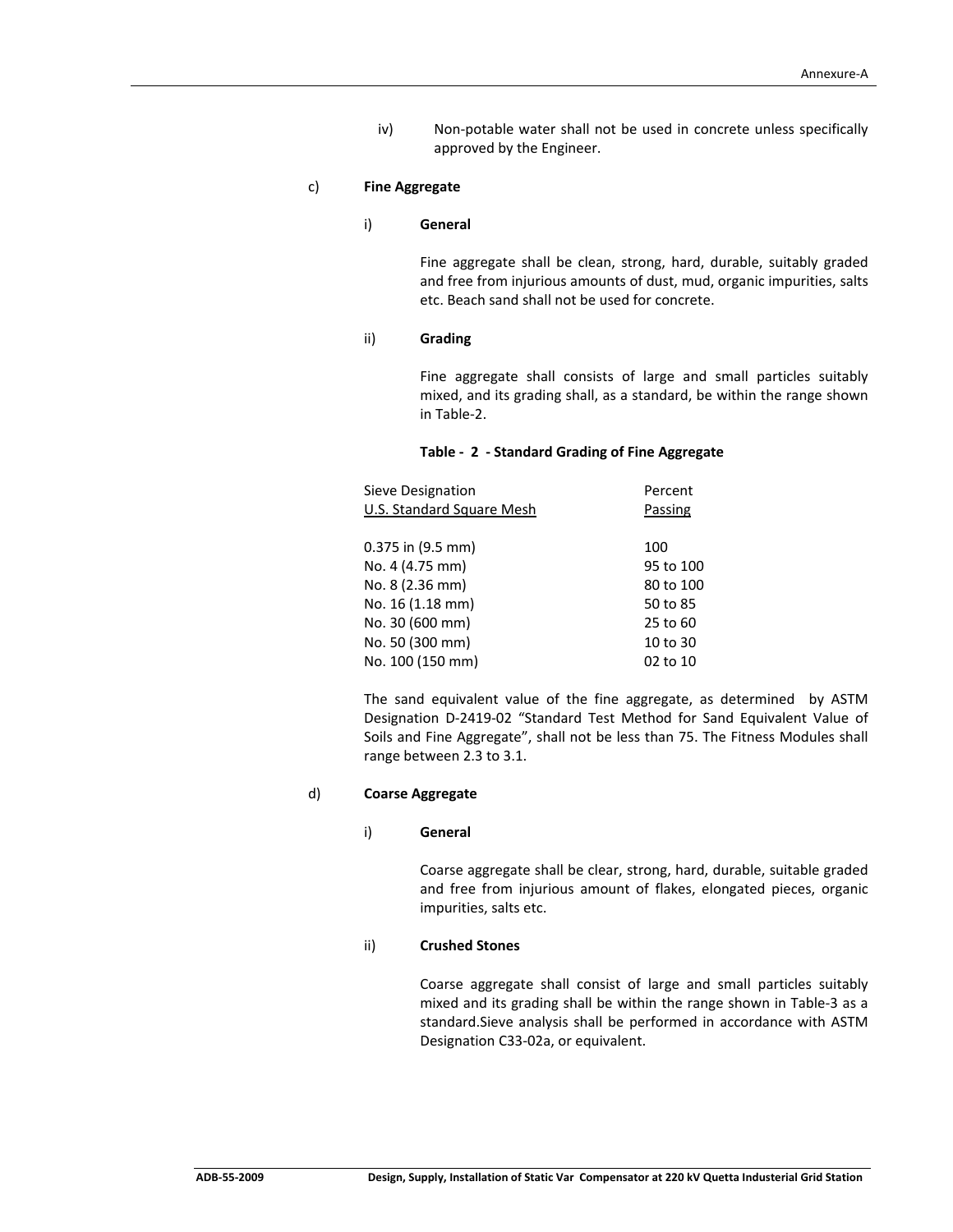iv) Non-potable water shall not be used in concrete unless specifically approved by the Engineer.

c) **Fine Aggregate**

i) **General**

Fine aggregate shall be clean, strong, hard, durable, suitably graded and free from injurious amounts of dust, mud, organic impurities, salts etc. Beach sand shall not be used for concrete.

ii) **Grading**

Fine aggregate shall consists of large and small particles suitably mixed, and its grading shall, as a standard, be within the range shown in Table-2.

**Table - 2 - Standard Grading of Fine Aggregate**

| Sieve Designation U.S. Standard Square Mesh | Percent Passing |
|---|---|
| 0.375 in (9.5 mm) | 100 |
| No. 4 (4.75 mm) | 95 to 100 |
| No. 8 (2.36 mm) | 80 to 100 |
| No. 16 (1.18 mm) | 50 to 85 |
| No. 30 (600 mm) | 25 to 60 |
| No. 50 (300 mm) | 10 to 30 |
| No. 100 (150 mm) | 02 to 10 |

The sand equivalent value of the fine aggregate, as determined by ASTM Designation D-2419-02 "Standard Test Method for Sand Equivalent Value of Soils and Fine Aggregate", shall not be less than 75. The Fitness Modules shall range between 2.3 to 3.1.

d) **Coarse Aggregate**

i) **General**

Coarse aggregate shall be clear, strong, hard, durable, suitable graded and free from injurious amount of flakes, elongated pieces, organic impurities, salts etc.

ii) **Crushed Stones**

Coarse aggregate shall consist of large and small particles suitably mixed and its grading shall be within the range shown in Table-3 as a standard.Sieve analysis shall be performed in accordance with ASTM Designation C33-02a, or equivalent.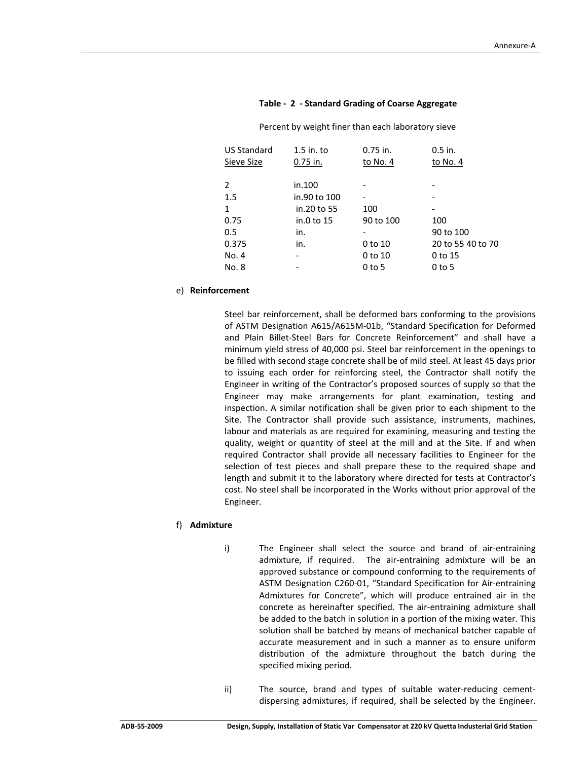**Table - 2 - Standard Grading of Coarse Aggregate**

Percent by weight finer than each laboratory sieve

| US Standard Sieve Size | 1.5 in. to 0.75 in. | 0.75 in. to No. 4 | 0.5 in. to No. 4 |
|---|---|---|---|
| 2 | in.100 | - | - |
| 1.5 | in.90 to 100 | - | - |
| 1 | in.20 to 55 | 100 | - |
| 0.75 | in.0 to 15 | 90 to 100 | 100 |
| 0.5 | in. | - | 90 to 100 |
| 0.375 | in. | 0 to 10 | 20 to 55 40 to 70 |
| No. 4 | - | 0 to 10 | 0 to 15 |
| No. 8 | - | 0 to 5 | 0 to 5 |

e) **Reinforcement**

Steel bar reinforcement, shall be deformed bars conforming to the provisions of ASTM Designation A615/A615M-01b, "Standard Specification for Deformed and Plain Billet-Steel Bars for Concrete Reinforcement" and shall have a minimum yield stress of 40,000 psi. Steel bar reinforcement in the openings to be filled with second stage concrete shall be of mild steel. At least 45 days prior to issuing each order for reinforcing steel, the Contractor shall notify the Engineer in writing of the Contractor's proposed sources of supply so that the Engineer may make arrangements for plant examination, testing and inspection. A similar notification shall be given prior to each shipment to the Site. The Contractor shall provide such assistance, instruments, machines, labour and materials as are required for examining, measuring and testing the quality, weight or quantity of steel at the mill and at the Site. If and when required Contractor shall provide all necessary facilities to Engineer for the selection of test pieces and shall prepare these to the required shape and length and submit it to the laboratory where directed for tests at Contractor's cost. No steel shall be incorporated in the Works without prior approval of the Engineer.

f) **Admixture**

i) The Engineer shall select the source and brand of air-entraining admixture, if required. The air-entraining admixture will be an approved substance or compound conforming to the requirements of ASTM Designation C260-01, "Standard Specification for Air-entraining Admixtures for Concrete", which will produce entrained air in the concrete as hereinafter specified. The air-entraining admixture shall be added to the batch in solution in a portion of the mixing water. This solution shall be batched by means of mechanical batcher capable of accurate measurement and in such a manner as to ensure uniform distribution of the admixture throughout the batch during the specified mixing period.

ii) The source, brand and types of suitable water-reducing cement-dispersing admixtures, if required, shall be selected by the Engineer.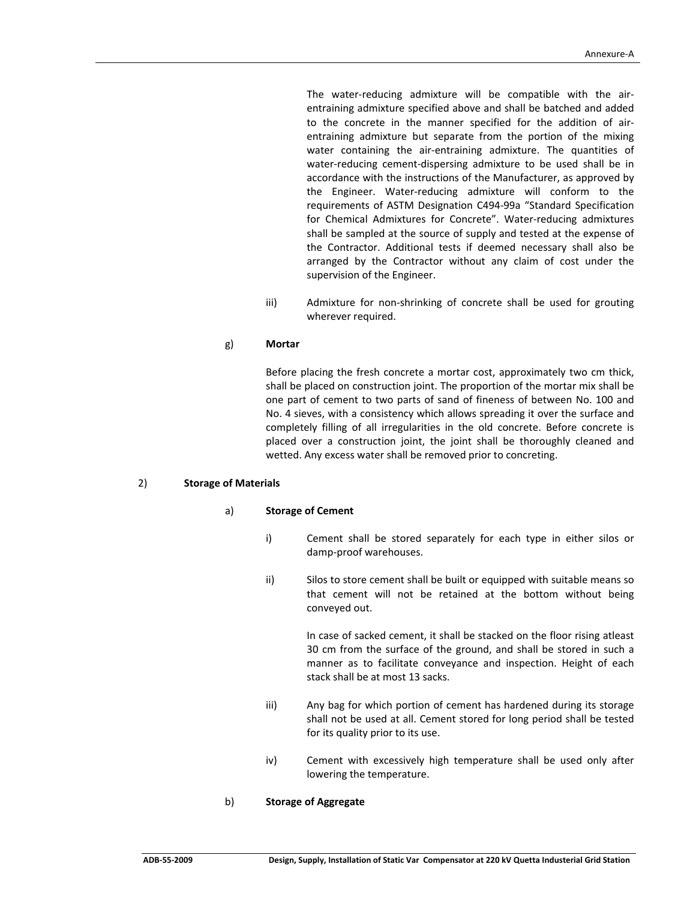The water-reducing admixture will be compatible with the air-entraining admixture specified above and shall be batched and added to the concrete in the manner specified for the addition of air-entraining admixture but separate from the portion of the mixing water containing the air-entraining admixture. The quantities of water-reducing cement-dispersing admixture to be used shall be in accordance with the instructions of the Manufacturer, as approved by the Engineer. Water-reducing admixture will conform to the requirements of ASTM Designation C494-99a "Standard Specification for Chemical Admixtures for Concrete". Water-reducing admixtures shall be sampled at the source of supply and tested at the expense of the Contractor. Additional tests if deemed necessary shall also be arranged by the Contractor without any claim of cost under the supervision of the Engineer.

iii) Admixture for non-shrinking of concrete shall be used for grouting wherever required.

g) **Mortar**

Before placing the fresh concrete a mortar cost, approximately two cm thick, shall be placed on construction joint. The proportion of the mortar mix shall be one part of cement to two parts of sand of fineness of between No. 100 and No. 4 sieves, with a consistency which allows spreading it over the surface and completely filling of all irregularities in the old concrete. Before concrete is placed over a construction joint, the joint shall be thoroughly cleaned and wetted. Any excess water shall be removed prior to concreting.

2) **Storage of Materials**

a) **Storage of Cement**

i) Cement shall be stored separately for each type in either silos or damp-proof warehouses.

ii) Silos to store cement shall be built or equipped with suitable means so that cement will not be retained at the bottom without being conveyed out.

In case of sacked cement, it shall be stacked on the floor rising atleast 30 cm from the surface of the ground, and shall be stored in such a manner as to facilitate conveyance and inspection. Height of each stack shall be at most 13 sacks.

iii) Any bag for which portion of cement has hardened during its storage shall not be used at all. Cement stored for long period shall be tested for its quality prior to its use.

iv) Cement with excessively high temperature shall be used only after lowering the temperature.

b) **Storage of Aggregate**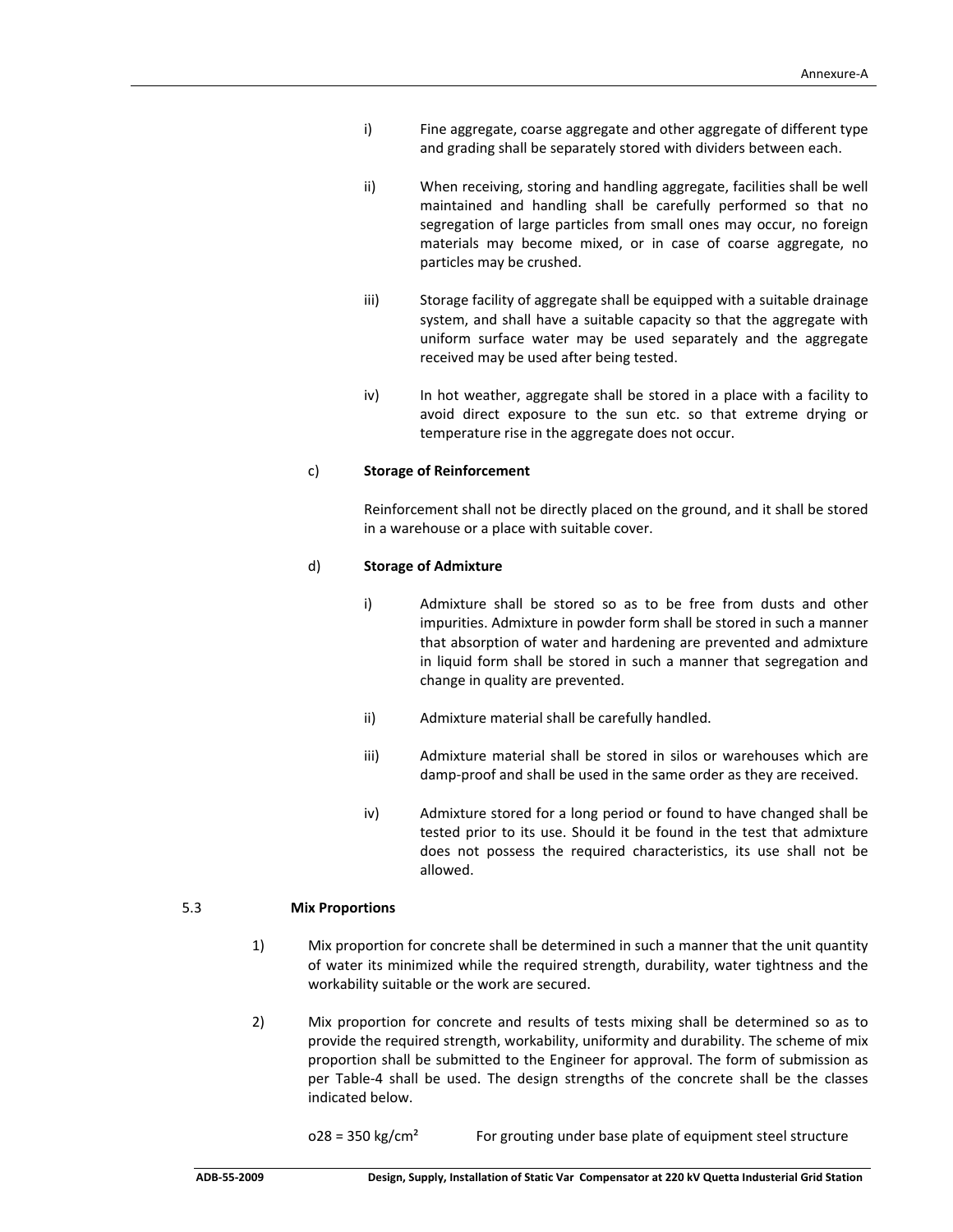i) Fine aggregate, coarse aggregate and other aggregate of different type and grading shall be separately stored with dividers between each.

ii) When receiving, storing and handling aggregate, facilities shall be well maintained and handling shall be carefully performed so that no segregation of large particles from small ones may occur, no foreign materials may become mixed, or in case of coarse aggregate, no particles may be crushed.

iii) Storage facility of aggregate shall be equipped with a suitable drainage system, and shall have a suitable capacity so that the aggregate with uniform surface water may be used separately and the aggregate received may be used after being tested.

iv) In hot weather, aggregate shall be stored in a place with a facility to avoid direct exposure to the sun etc. so that extreme drying or temperature rise in the aggregate does not occur.

c) **Storage of Reinforcement**

Reinforcement shall not be directly placed on the ground, and it shall be stored in a warehouse or a place with suitable cover.

d) **Storage of Admixture**

i) Admixture shall be stored so as to be free from dusts and other impurities. Admixture in powder form shall be stored in such a manner that absorption of water and hardening are prevented and admixture in liquid form shall be stored in such a manner that segregation and change in quality are prevented.

ii) Admixture material shall be carefully handled.

iii) Admixture material shall be stored in silos or warehouses which are damp-proof and shall be used in the same order as they are received.

iv) Admixture stored for a long period or found to have changed shall be tested prior to its use. Should it be found in the test that admixture does not possess the required characteristics, its use shall not be allowed.

## 5.3 Mix Proportions

1) Mix proportion for concrete shall be determined in such a manner that the unit quantity of water its minimized while the required strength, durability, water tightness and the workability suitable or the work are secured.

2) Mix proportion for concrete and results of tests mixing shall be determined so as to provide the required strength, workability, uniformity and durability. The scheme of mix proportion shall be submitted to the Engineer for approval. The form of submission as per Table-4 shall be used. The design strengths of the concrete shall be the classes indicated below.

o28 = 350 kg/cm² For grouting under base plate of equipment steel structure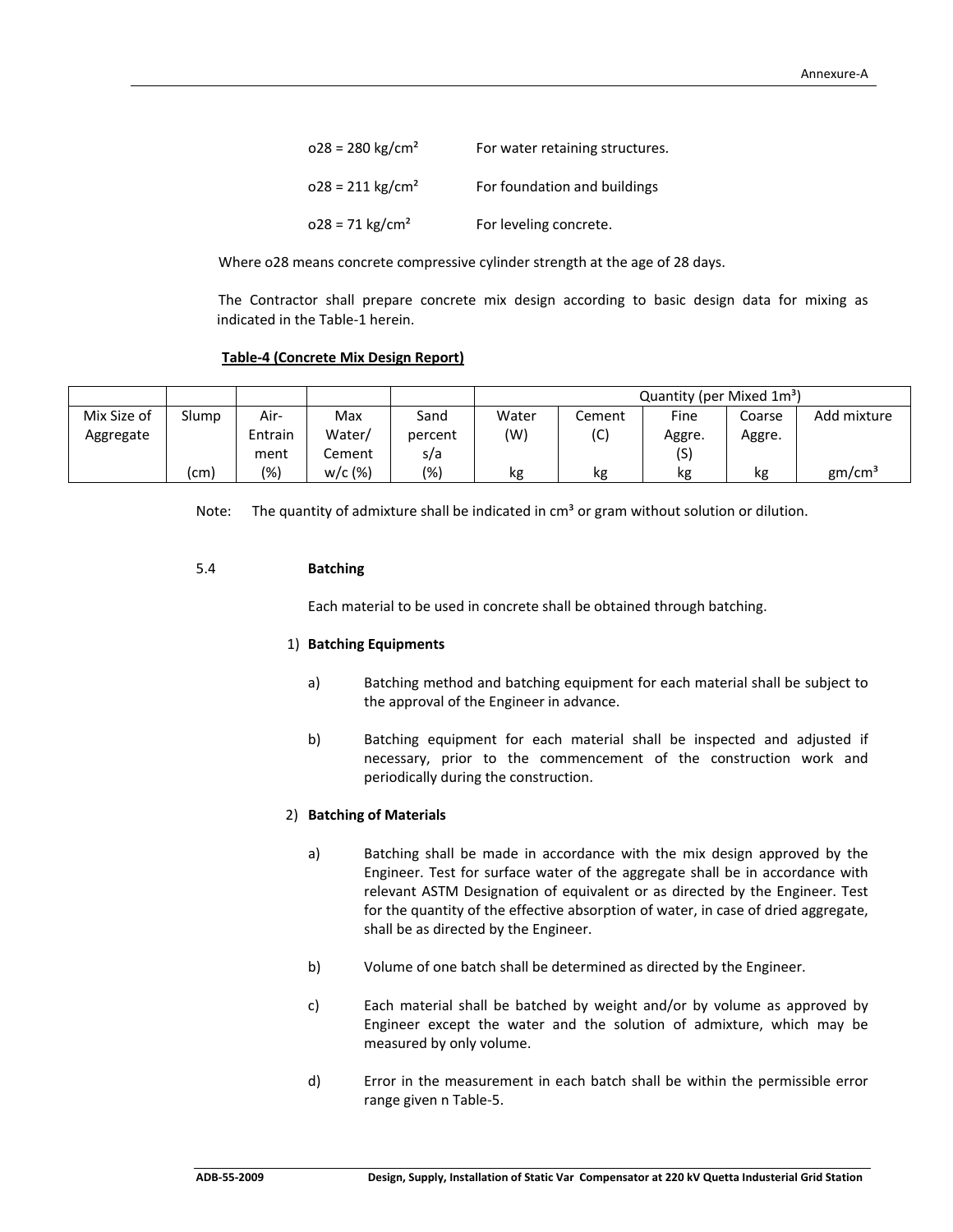σ28 = 280 kg/cm² For water retaining structures.

σ28 = 211 kg/cm² For foundation and buildings

σ28 = 71 kg/cm² For leveling concrete.

Where σ28 means concrete compressive cylinder strength at the age of 28 days.

The Contractor shall prepare concrete mix design according to basic design data for mixing as indicated in the Table-1 herein.

**Table-4 (Concrete Mix Design Report)**

| | | | | | Quantity (per Mixed 1m³) | | | | |
|---|---|---|---|---|---|---|---|---|---|
| Mix Size of Aggregate | Slump (cm) | Air-Entrainment (%) | Max Water/ Cement w/c (%) | Sand percent s/a (%) | Water (W) kg | Cement (C) kg | Fine Aggre. (S) kg | Coarse Aggre. kg | Add mixture gm/cm³ |

Note: The quantity of admixture shall be indicated in cm³ or gram without solution or dilution.

5.4 **Batching**

Each material to be used in concrete shall be obtained through batching.

1) **Batching Equipments**

a) Batching method and batching equipment for each material shall be subject to the approval of the Engineer in advance.

b) Batching equipment for each material shall be inspected and adjusted if necessary, prior to the commencement of the construction work and periodically during the construction.

2) **Batching of Materials**

a) Batching shall be made in accordance with the mix design approved by the Engineer. Test for surface water of the aggregate shall be in accordance with relevant ASTM Designation of equivalent or as directed by the Engineer. Test for the quantity of the effective absorption of water, in case of dried aggregate, shall be as directed by the Engineer.

b) Volume of one batch shall be determined as directed by the Engineer.

c) Each material shall be batched by weight and/or by volume as approved by Engineer except the water and the solution of admixture, which may be measured by only volume.

d) Error in the measurement in each batch shall be within the permissible error range given n Table-5.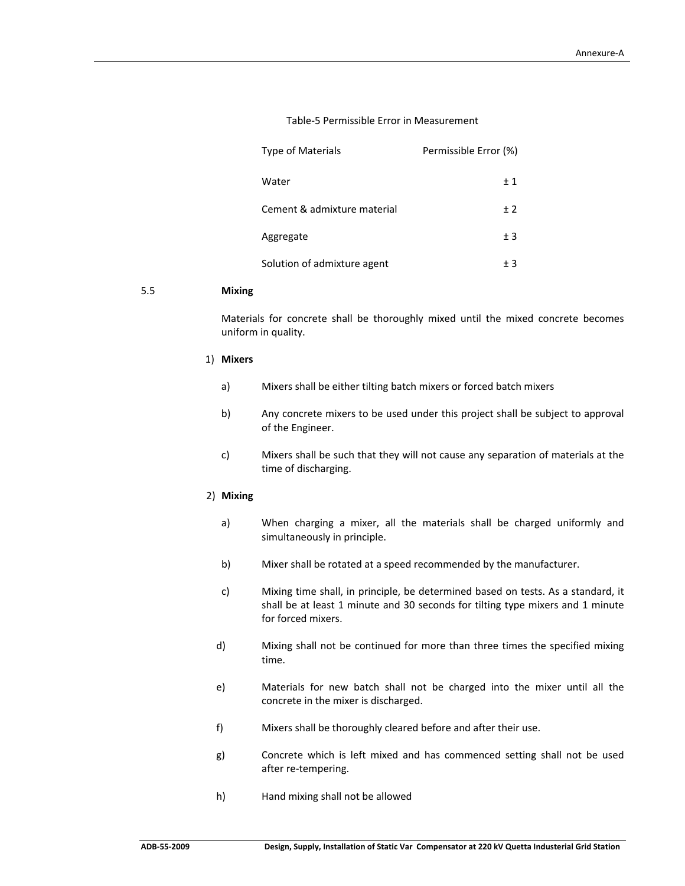Table-5 Permissible Error in Measurement

| Type of Materials | Permissible Error (%) |
|---|---|
| Water | ± 1 |
| Cement & admixture material | ± 2 |
| Aggregate | ± 3 |
| Solution of admixture agent | ± 3 |

5.5 **Mixing**

Materials for concrete shall be thoroughly mixed until the mixed concrete becomes uniform in quality.

1) **Mixers**

a) Mixers shall be either tilting batch mixers or forced batch mixers

b) Any concrete mixers to be used under this project shall be subject to approval of the Engineer.

c) Mixers shall be such that they will not cause any separation of materials at the time of discharging.

2) **Mixing**

a) When charging a mixer, all the materials shall be charged uniformly and simultaneously in principle.

b) Mixer shall be rotated at a speed recommended by the manufacturer.

c) Mixing time shall, in principle, be determined based on tests. As a standard, it shall be at least 1 minute and 30 seconds for tilting type mixers and 1 minute for forced mixers.

d) Mixing shall not be continued for more than three times the specified mixing time.

e) Materials for new batch shall not be charged into the mixer until all the concrete in the mixer is discharged.

f) Mixers shall be thoroughly cleared before and after their use.

g) Concrete which is left mixed and has commenced setting shall not be used after re-tempering.

h) Hand mixing shall not be allowed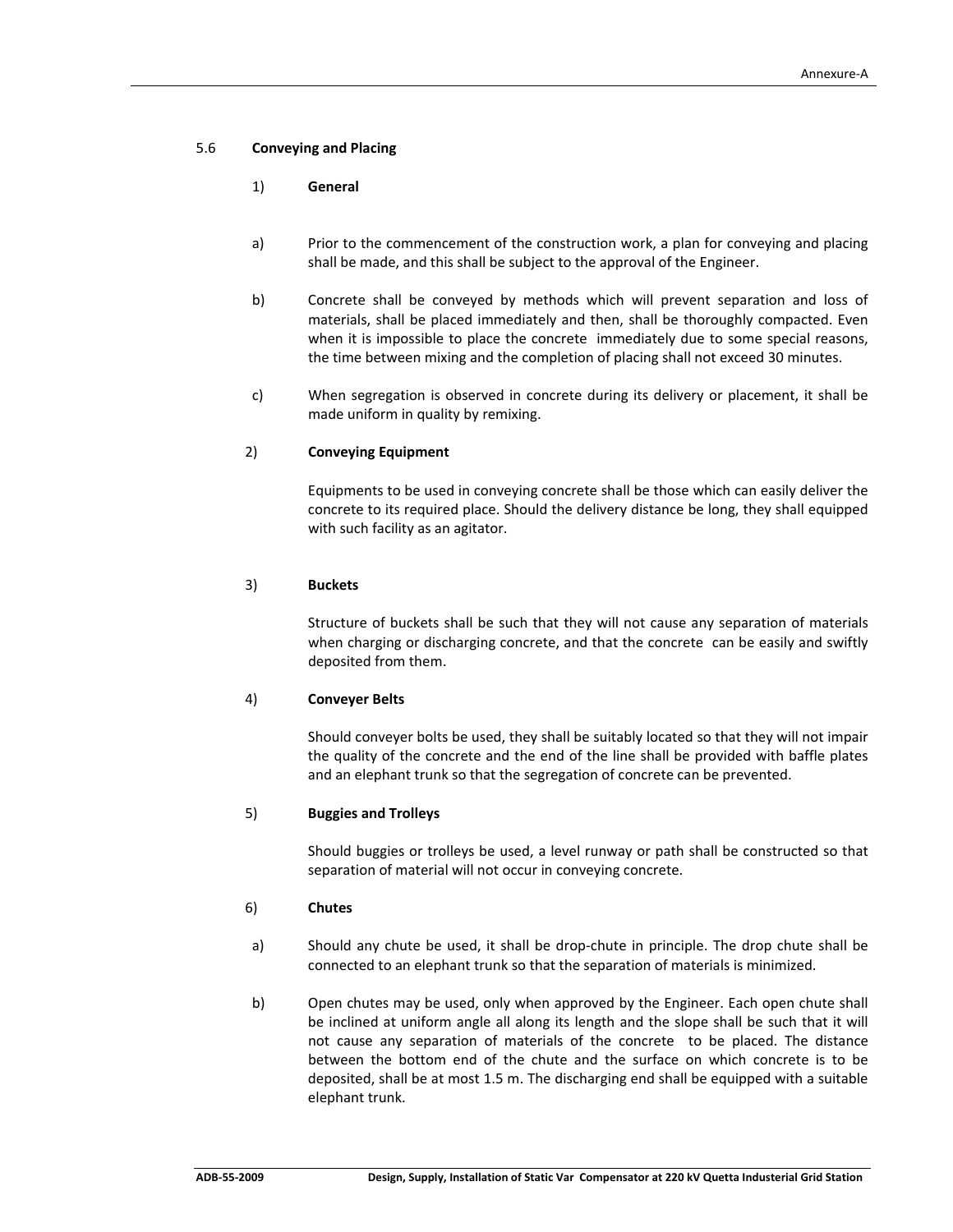## 5.6 Conveying and Placing

### 1) General

a) Prior to the commencement of the construction work, a plan for conveying and placing shall be made, and this shall be subject to the approval of the Engineer.

b) Concrete shall be conveyed by methods which will prevent separation and loss of materials, shall be placed immediately and then, shall be thoroughly compacted. Even when it is impossible to place the concrete immediately due to some special reasons, the time between mixing and the completion of placing shall not exceed 30 minutes.

c) When segregation is observed in concrete during its delivery or placement, it shall be made uniform in quality by remixing.

### 2) Conveying Equipment

Equipments to be used in conveying concrete shall be those which can easily deliver the concrete to its required place. Should the delivery distance be long, they shall equipped with such facility as an agitator.

### 3) Buckets

Structure of buckets shall be such that they will not cause any separation of materials when charging or discharging concrete, and that the concrete can be easily and swiftly deposited from them.

### 4) Conveyer Belts

Should conveyer bolts be used, they shall be suitably located so that they will not impair the quality of the concrete and the end of the line shall be provided with baffle plates and an elephant trunk so that the segregation of concrete can be prevented.

### 5) Buggies and Trolleys

Should buggies or trolleys be used, a level runway or path shall be constructed so that separation of material will not occur in conveying concrete.

### 6) Chutes

a) Should any chute be used, it shall be drop-chute in principle. The drop chute shall be connected to an elephant trunk so that the separation of materials is minimized.

b) Open chutes may be used, only when approved by the Engineer. Each open chute shall be inclined at uniform angle all along its length and the slope shall be such that it will not cause any separation of materials of the concrete to be placed. The distance between the bottom end of the chute and the surface on which concrete is to be deposited, shall be at most 1.5 m. The discharging end shall be equipped with a suitable elephant trunk.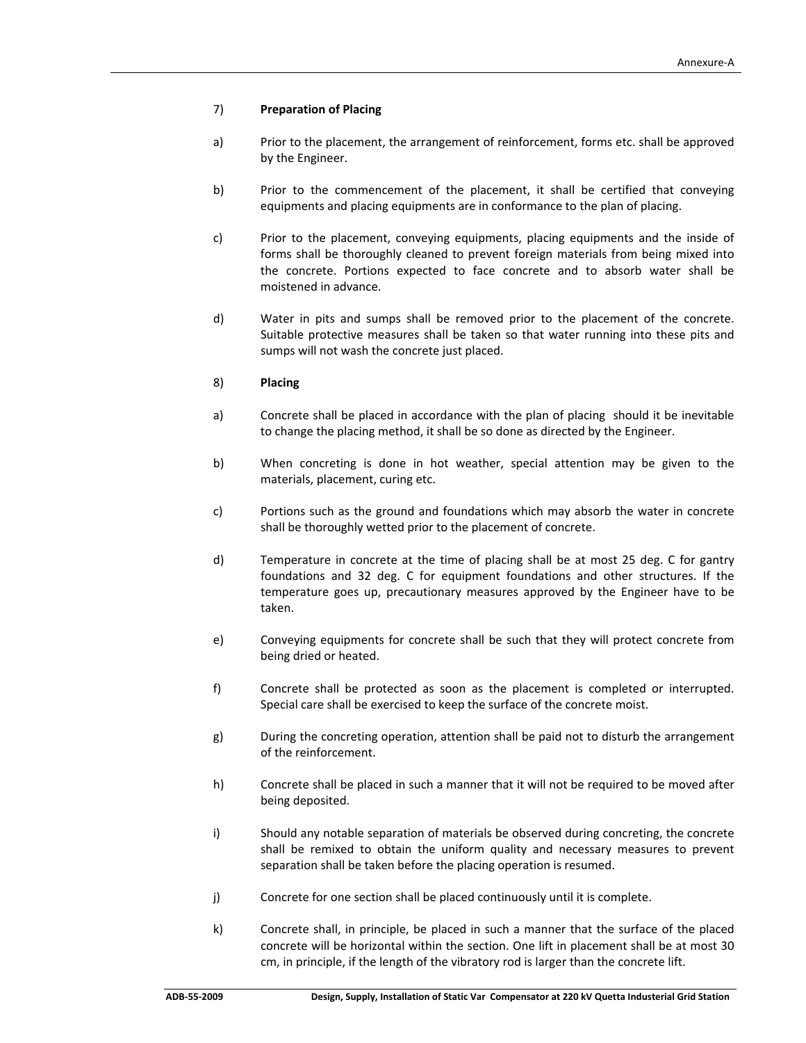7) **Preparation of Placing**

a) Prior to the placement, the arrangement of reinforcement, forms etc. shall be approved by the Engineer.

b) Prior to the commencement of the placement, it shall be certified that conveying equipments and placing equipments are in conformance to the plan of placing.

c) Prior to the placement, conveying equipments, placing equipments and the inside of forms shall be thoroughly cleaned to prevent foreign materials from being mixed into the concrete. Portions expected to face concrete and to absorb water shall be moistened in advance.

d) Water in pits and sumps shall be removed prior to the placement of the concrete. Suitable protective measures shall be taken so that water running into these pits and sumps will not wash the concrete just placed.

8) **Placing**

a) Concrete shall be placed in accordance with the plan of placing should it be inevitable to change the placing method, it shall be so done as directed by the Engineer.

b) When concreting is done in hot weather, special attention may be given to the materials, placement, curing etc.

c) Portions such as the ground and foundations which may absorb the water in concrete shall be thoroughly wetted prior to the placement of concrete.

d) Temperature in concrete at the time of placing shall be at most 25 deg. C for gantry foundations and 32 deg. C for equipment foundations and other structures. If the temperature goes up, precautionary measures approved by the Engineer have to be taken.

e) Conveying equipments for concrete shall be such that they will protect concrete from being dried or heated.

f) Concrete shall be protected as soon as the placement is completed or interrupted. Special care shall be exercised to keep the surface of the concrete moist.

g) During the concreting operation, attention shall be paid not to disturb the arrangement of the reinforcement.

h) Concrete shall be placed in such a manner that it will not be required to be moved after being deposited.

i) Should any notable separation of materials be observed during concreting, the concrete shall be remixed to obtain the uniform quality and necessary measures to prevent separation shall be taken before the placing operation is resumed.

j) Concrete for one section shall be placed continuously until it is complete.

k) Concrete shall, in principle, be placed in such a manner that the surface of the placed concrete will be horizontal within the section. One lift in placement shall be at most 30 cm, in principle, if the length of the vibratory rod is larger than the concrete lift.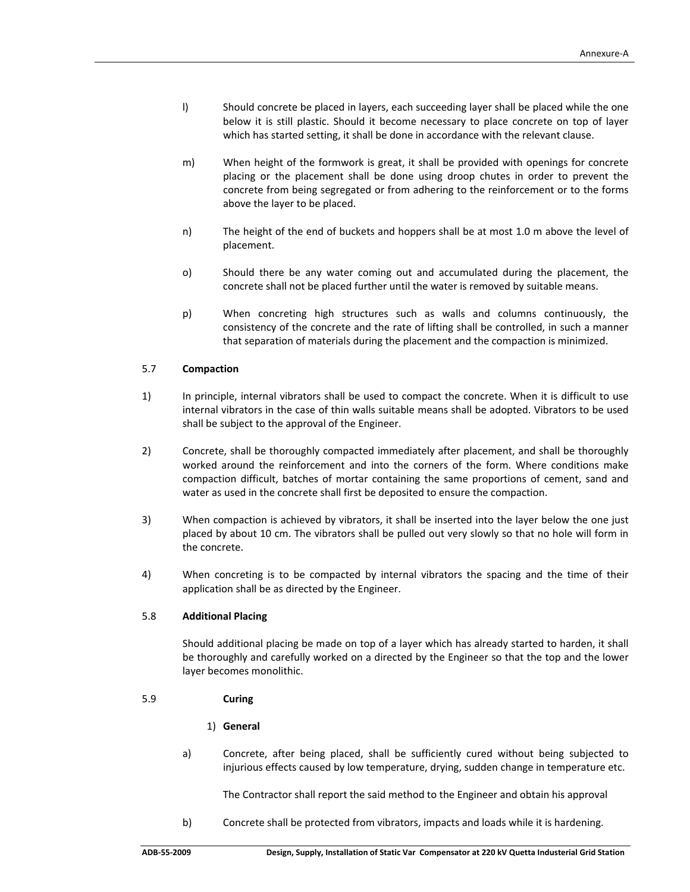l) Should concrete be placed in layers, each succeeding layer shall be placed while the one below it is still plastic. Should it become necessary to place concrete on top of layer which has started setting, it shall be done in accordance with the relevant clause.

m) When height of the formwork is great, it shall be provided with openings for concrete placing or the placement shall be done using droop chutes in order to prevent the concrete from being segregated or from adhering to the reinforcement or to the forms above the layer to be placed.

n) The height of the end of buckets and hoppers shall be at most 1.0 m above the level of placement.

o) Should there be any water coming out and accumulated during the placement, the concrete shall not be placed further until the water is removed by suitable means.

p) When concreting high structures such as walls and columns continuously, the consistency of the concrete and the rate of lifting shall be controlled, in such a manner that separation of materials during the placement and the compaction is minimized.

### 5.7 Compaction

1) In principle, internal vibrators shall be used to compact the concrete. When it is difficult to use internal vibrators in the case of thin walls suitable means shall be adopted. Vibrators to be used shall be subject to the approval of the Engineer.

2) Concrete, shall be thoroughly compacted immediately after placement, and shall be thoroughly worked around the reinforcement and into the corners of the form. Where conditions make compaction difficult, batches of mortar containing the same proportions of cement, sand and water as used in the concrete shall first be deposited to ensure the compaction.

3) When compaction is achieved by vibrators, it shall be inserted into the layer below the one just placed by about 10 cm. The vibrators shall be pulled out very slowly so that no hole will form in the concrete.

4) When concreting is to be compacted by internal vibrators the spacing and the time of their application shall be as directed by the Engineer.

### 5.8 Additional Placing

Should additional placing be made on top of a layer which has already started to harden, it shall be thoroughly and carefully worked on a directed by the Engineer so that the top and the lower layer becomes monolithic.

### 5.9 Curing

1) **General**

a) Concrete, after being placed, shall be sufficiently cured without being subjected to injurious effects caused by low temperature, drying, sudden change in temperature etc.

The Contractor shall report the said method to the Engineer and obtain his approval

b) Concrete shall be protected from vibrators, impacts and loads while it is hardening.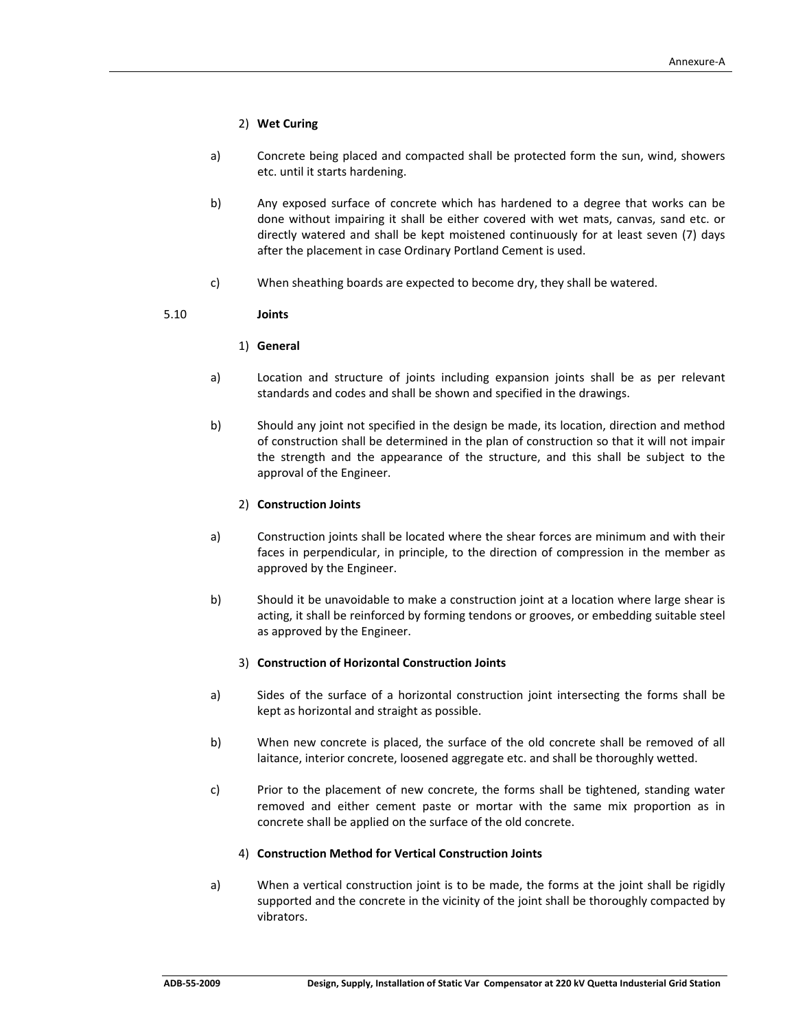2) **Wet Curing**

a) Concrete being placed and compacted shall be protected form the sun, wind, showers etc. until it starts hardening.

b) Any exposed surface of concrete which has hardened to a degree that works can be done without impairing it shall be either covered with wet mats, canvas, sand etc. or directly watered and shall be kept moistened continuously for at least seven (7) days after the placement in case Ordinary Portland Cement is used.

c) When sheathing boards are expected to become dry, they shall be watered.

## 5.10 Joints

1) **General**

a) Location and structure of joints including expansion joints shall be as per relevant standards and codes and shall be shown and specified in the drawings.

b) Should any joint not specified in the design be made, its location, direction and method of construction shall be determined in the plan of construction so that it will not impair the strength and the appearance of the structure, and this shall be subject to the approval of the Engineer.

2) **Construction Joints**

a) Construction joints shall be located where the shear forces are minimum and with their faces in perpendicular, in principle, to the direction of compression in the member as approved by the Engineer.

b) Should it be unavoidable to make a construction joint at a location where large shear is acting, it shall be reinforced by forming tendons or grooves, or embedding suitable steel as approved by the Engineer.

3) **Construction of Horizontal Construction Joints**

a) Sides of the surface of a horizontal construction joint intersecting the forms shall be kept as horizontal and straight as possible.

b) When new concrete is placed, the surface of the old concrete shall be removed of all laitance, interior concrete, loosened aggregate etc. and shall be thoroughly wetted.

c) Prior to the placement of new concrete, the forms shall be tightened, standing water removed and either cement paste or mortar with the same mix proportion as in concrete shall be applied on the surface of the old concrete.

4) **Construction Method for Vertical Construction Joints**

a) When a vertical construction joint is to be made, the forms at the joint shall be rigidly supported and the concrete in the vicinity of the joint shall be thoroughly compacted by vibrators.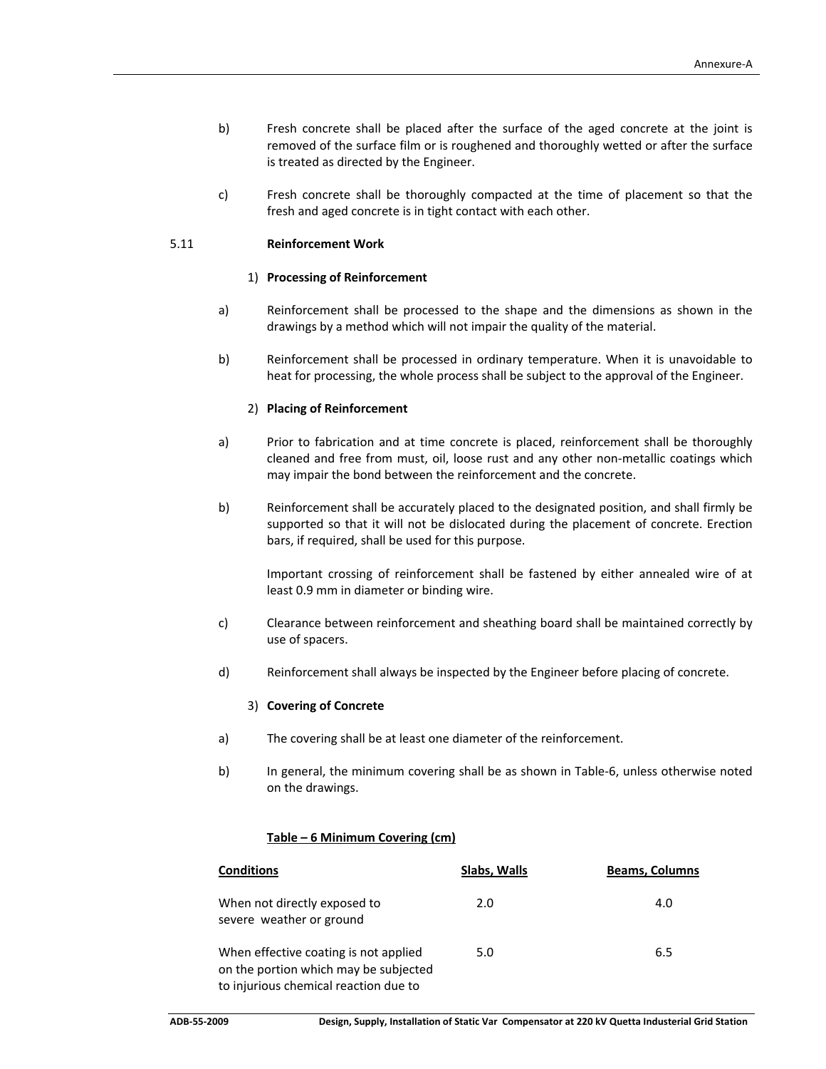b) Fresh concrete shall be placed after the surface of the aged concrete at the joint is removed of the surface film or is roughened and thoroughly wetted or after the surface is treated as directed by the Engineer.

c) Fresh concrete shall be thoroughly compacted at the time of placement so that the fresh and aged concrete is in tight contact with each other.

### 5.11 Reinforcement Work

#### 1) Processing of Reinforcement

a) Reinforcement shall be processed to the shape and the dimensions as shown in the drawings by a method which will not impair the quality of the material.

b) Reinforcement shall be processed in ordinary temperature. When it is unavoidable to heat for processing, the whole process shall be subject to the approval of the Engineer.

#### 2) Placing of Reinforcement

a) Prior to fabrication and at time concrete is placed, reinforcement shall be thoroughly cleaned and free from must, oil, loose rust and any other non-metallic coatings which may impair the bond between the reinforcement and the concrete.

b) Reinforcement shall be accurately placed to the designated position, and shall firmly be supported so that it will not be dislocated during the placement of concrete. Erection bars, if required, shall be used for this purpose.

Important crossing of reinforcement shall be fastened by either annealed wire of at least 0.9 mm in diameter or binding wire.

c) Clearance between reinforcement and sheathing board shall be maintained correctly by use of spacers.

d) Reinforcement shall always be inspected by the Engineer before placing of concrete.

#### 3) Covering of Concrete

a) The covering shall be at least one diameter of the reinforcement.

b) In general, the minimum covering shall be as shown in Table-6, unless otherwise noted on the drawings.

**Table – 6 Minimum Covering (cm)**

| Conditions | Slabs, Walls | Beams, Columns |
|---|---|---|
| When not directly exposed to severe weather or ground | 2.0 | 4.0 |
| When effective coating is not applied on the portion which may be subjected to injurious chemical reaction due to | 5.0 | 6.5 |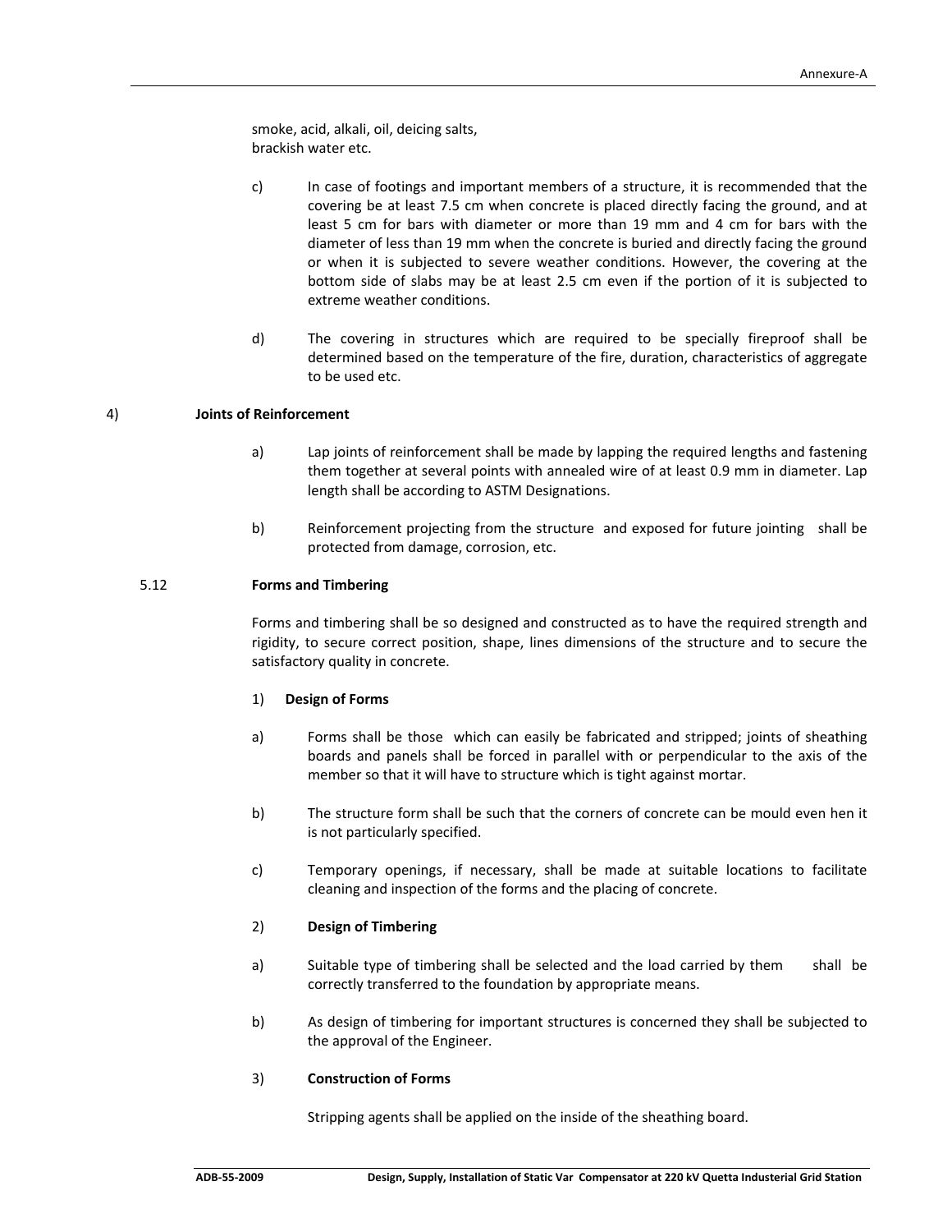smoke, acid, alkali, oil, deicing salts,
brackish water etc.

c) In case of footings and important members of a structure, it is recommended that the covering be at least 7.5 cm when concrete is placed directly facing the ground, and at least 5 cm for bars with diameter or more than 19 mm and 4 cm for bars with the diameter of less than 19 mm when the concrete is buried and directly facing the ground or when it is subjected to severe weather conditions. However, the covering at the bottom side of slabs may be at least 2.5 cm even if the portion of it is subjected to extreme weather conditions.

d) The covering in structures which are required to be specially fireproof shall be determined based on the temperature of the fire, duration, characteristics of aggregate to be used etc.

4) **Joints of Reinforcement**

a) Lap joints of reinforcement shall be made by lapping the required lengths and fastening them together at several points with annealed wire of at least 0.9 mm in diameter. Lap length shall be according to ASTM Designations.

b) Reinforcement projecting from the structure and exposed for future jointing shall be protected from damage, corrosion, etc.

### 5.12 Forms and Timbering

Forms and timbering shall be so designed and constructed as to have the required strength and rigidity, to secure correct position, shape, lines dimensions of the structure and to secure the satisfactory quality in concrete.

1) **Design of Forms**

a) Forms shall be those which can easily be fabricated and stripped; joints of sheathing boards and panels shall be forced in parallel with or perpendicular to the axis of the member so that it will have to structure which is tight against mortar.

b) The structure form shall be such that the corners of concrete can be mould even hen it is not particularly specified.

c) Temporary openings, if necessary, shall be made at suitable locations to facilitate cleaning and inspection of the forms and the placing of concrete.

2) **Design of Timbering**

a) Suitable type of timbering shall be selected and the load carried by them shall be correctly transferred to the foundation by appropriate means.

b) As design of timbering for important structures is concerned they shall be subjected to the approval of the Engineer.

3) **Construction of Forms**

Stripping agents shall be applied on the inside of the sheathing board.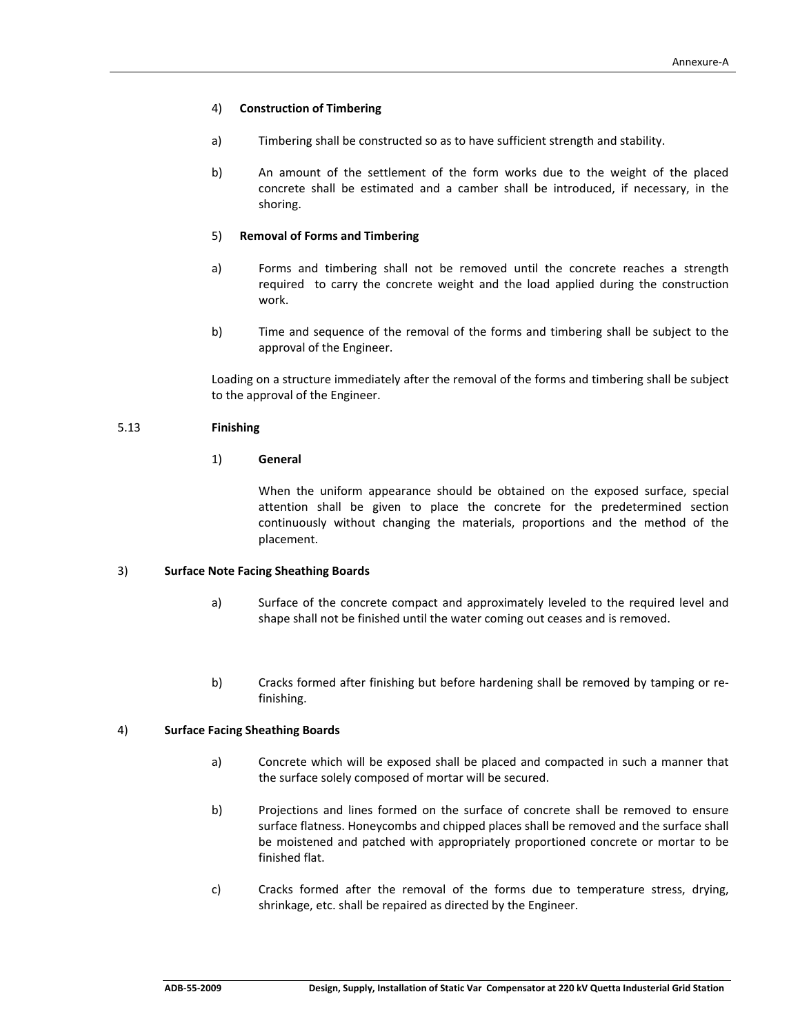4) **Construction of Timbering**

a) Timbering shall be constructed so as to have sufficient strength and stability.

b) An amount of the settlement of the form works due to the weight of the placed concrete shall be estimated and a camber shall be introduced, if necessary, in the shoring.

5) **Removal of Forms and Timbering**

a) Forms and timbering shall not be removed until the concrete reaches a strength required to carry the concrete weight and the load applied during the construction work.

b) Time and sequence of the removal of the forms and timbering shall be subject to the approval of the Engineer.

Loading on a structure immediately after the removal of the forms and timbering shall be subject to the approval of the Engineer.

## 5.13 Finishing

1) **General**

When the uniform appearance should be obtained on the exposed surface, special attention shall be given to place the concrete for the predetermined section continuously without changing the materials, proportions and the method of the placement.

3) **Surface Note Facing Sheathing Boards**

a) Surface of the concrete compact and approximately leveled to the required level and shape shall not be finished until the water coming out ceases and is removed.

b) Cracks formed after finishing but before hardening shall be removed by tamping or re-finishing.

4) **Surface Facing Sheathing Boards**

a) Concrete which will be exposed shall be placed and compacted in such a manner that the surface solely composed of mortar will be secured.

b) Projections and lines formed on the surface of concrete shall be removed to ensure surface flatness. Honeycombs and chipped places shall be removed and the surface shall be moistened and patched with appropriately proportioned concrete or mortar to be finished flat.

c) Cracks formed after the removal of the forms due to temperature stress, drying, shrinkage, etc. shall be repaired as directed by the Engineer.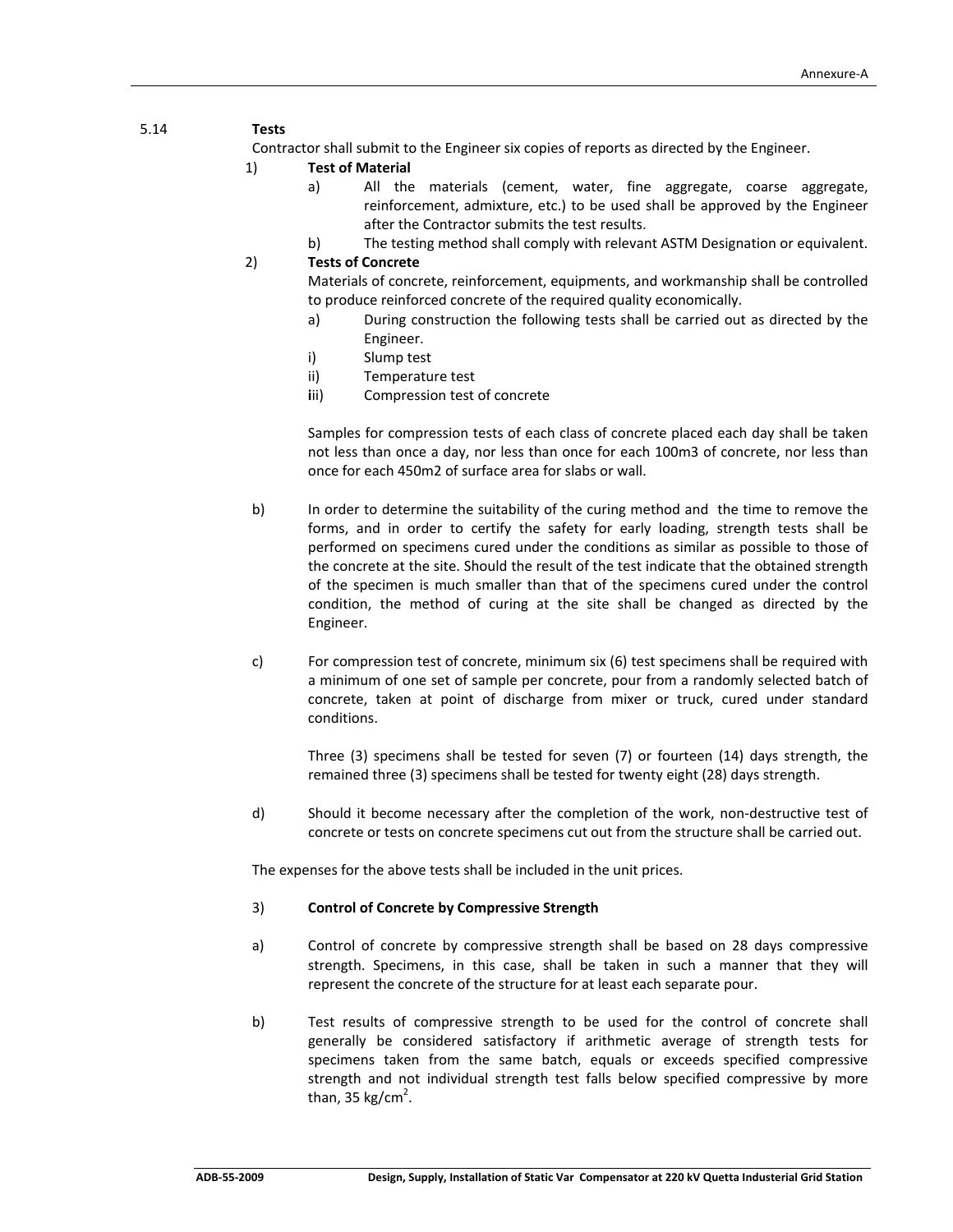## 5.14 Tests

Contractor shall submit to the Engineer six copies of reports as directed by the Engineer.

1) **Test of Material**

   a) All the materials (cement, water, fine aggregate, coarse aggregate, reinforcement, admixture, etc.) to be used shall be approved by the Engineer after the Contractor submits the test results.

   b) The testing method shall comply with relevant ASTM Designation or equivalent.

2) **Tests of Concrete**

   Materials of concrete, reinforcement, equipments, and workmanship shall be controlled to produce reinforced concrete of the required quality economically.

   a) During construction the following tests shall be carried out as directed by the Engineer.

   i) Slump test

   ii) Temperature test

   iii) Compression test of concrete

   Samples for compression tests of each class of concrete placed each day shall be taken not less than once a day, nor less than once for each 100m3 of concrete, nor less than once for each 450m2 of surface area for slabs or wall.

b) In order to determine the suitability of the curing method and the time to remove the forms, and in order to certify the safety for early loading, strength tests shall be performed on specimens cured under the conditions as similar as possible to those of the concrete at the site. Should the result of the test indicate that the obtained strength of the specimen is much smaller than that of the specimens cured under the control condition, the method of curing at the site shall be changed as directed by the Engineer.

c) For compression test of concrete, minimum six (6) test specimens shall be required with a minimum of one set of sample per concrete, pour from a randomly selected batch of concrete, taken at point of discharge from mixer or truck, cured under standard conditions.

   Three (3) specimens shall be tested for seven (7) or fourteen (14) days strength, the remained three (3) specimens shall be tested for twenty eight (28) days strength.

d) Should it become necessary after the completion of the work, non-destructive test of concrete or tests on concrete specimens cut out from the structure shall be carried out.

The expenses for the above tests shall be included in the unit prices.

3) **Control of Concrete by Compressive Strength**

a) Control of concrete by compressive strength shall be based on 28 days compressive strength. Specimens, in this case, shall be taken in such a manner that they will represent the concrete of the structure for at least each separate pour.

b) Test results of compressive strength to be used for the control of concrete shall generally be considered satisfactory if arithmetic average of strength tests for specimens taken from the same batch, equals or exceeds specified compressive strength and not individual strength test falls below specified compressive by more than, 35 $kg/cm^2$.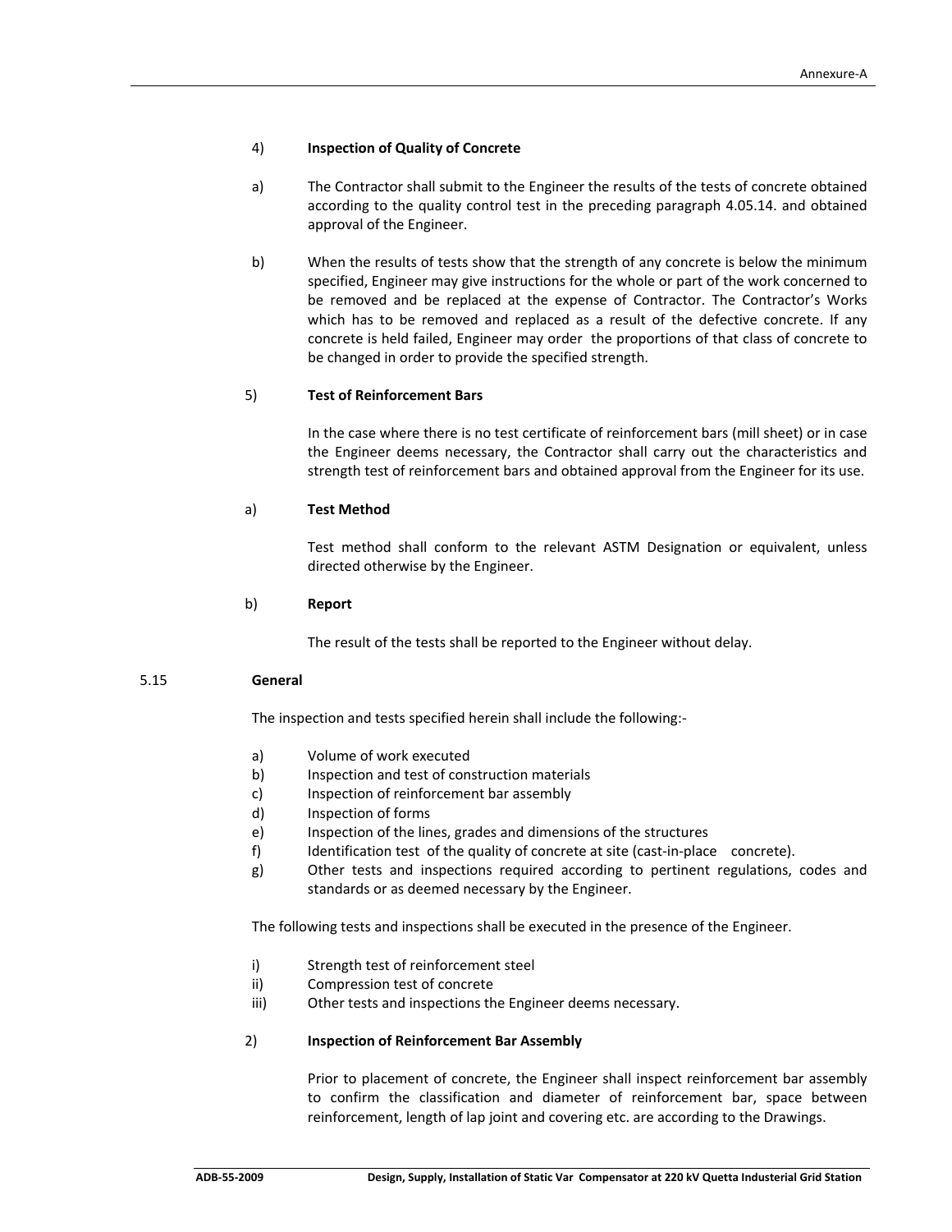4) **Inspection of Quality of Concrete**

a) The Contractor shall submit to the Engineer the results of the tests of concrete obtained according to the quality control test in the preceding paragraph 4.05.14. and obtained approval of the Engineer.

b) When the results of tests show that the strength of any concrete is below the minimum specified, Engineer may give instructions for the whole or part of the work concerned to be removed and be replaced at the expense of Contractor. The Contractor's Works which has to be removed and replaced as a result of the defective concrete. If any concrete is held failed, Engineer may order the proportions of that class of concrete to be changed in order to provide the specified strength.

5) **Test of Reinforcement Bars**

In the case where there is no test certificate of reinforcement bars (mill sheet) or in case the Engineer deems necessary, the Contractor shall carry out the characteristics and strength test of reinforcement bars and obtained approval from the Engineer for its use.

a) **Test Method**

Test method shall conform to the relevant ASTM Designation or equivalent, unless directed otherwise by the Engineer.

b) **Report**

The result of the tests shall be reported to the Engineer without delay.

5.15 **General**

The inspection and tests specified herein shall include the following:-

a) Volume of work executed
b) Inspection and test of construction materials
c) Inspection of reinforcement bar assembly
d) Inspection of forms
e) Inspection of the lines, grades and dimensions of the structures
f) Identification test of the quality of concrete at site (cast-in-place concrete).
g) Other tests and inspections required according to pertinent regulations, codes and standards or as deemed necessary by the Engineer.

The following tests and inspections shall be executed in the presence of the Engineer.

i) Strength test of reinforcement steel
ii) Compression test of concrete
iii) Other tests and inspections the Engineer deems necessary.

2) **Inspection of Reinforcement Bar Assembly**

Prior to placement of concrete, the Engineer shall inspect reinforcement bar assembly to confirm the classification and diameter of reinforcement bar, space between reinforcement, length of lap joint and covering etc. are according to the Drawings.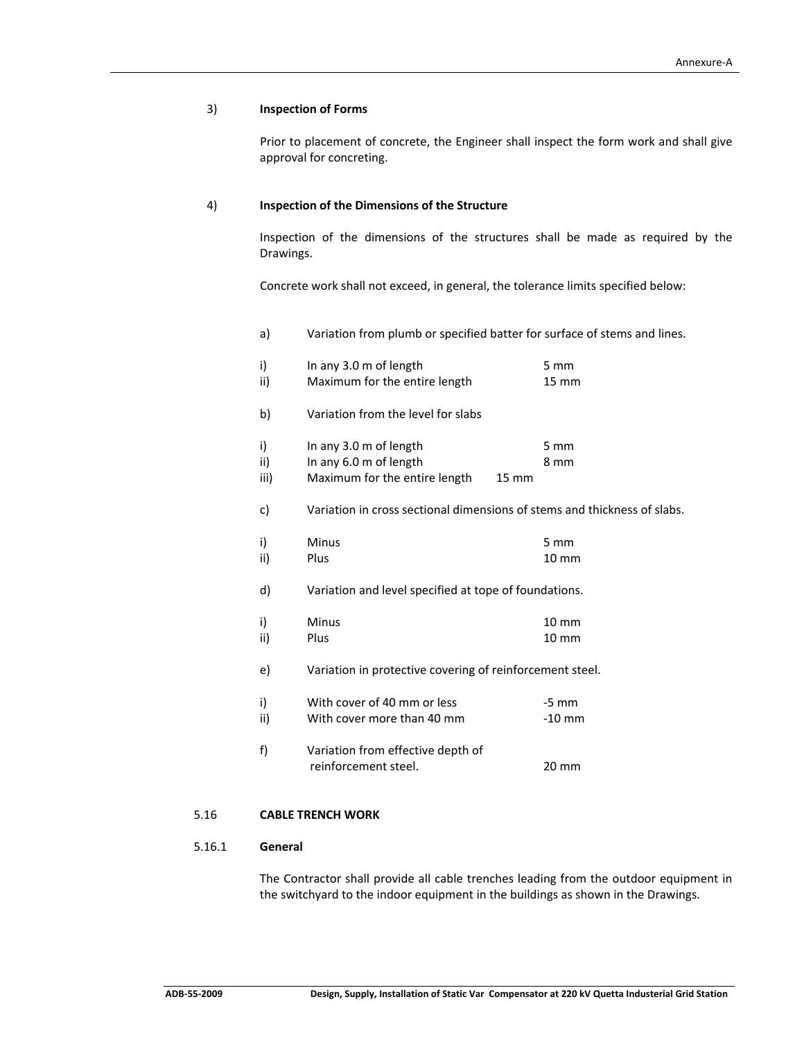3) **Inspection of Forms**

Prior to placement of concrete, the Engineer shall inspect the form work and shall give approval for concreting.

4) **Inspection of the Dimensions of the Structure**

Inspection of the dimensions of the structures shall be made as required by the Drawings.

Concrete work shall not exceed, in general, the tolerance limits specified below:

a) Variation from plumb or specified batter for surface of stems and lines.

| | | |
|---|---|---|
| i) | In any 3.0 m of length | 5 mm |
| ii) | Maximum for the entire length | 15 mm |

b) Variation from the level for slabs

| | | |
|---|---|---|
| i) | In any 3.0 m of length | 5 mm |
| ii) | In any 6.0 m of length | 8 mm |
| iii) | Maximum for the entire length | 15 mm |

c) Variation in cross sectional dimensions of stems and thickness of slabs.

| | | |
|---|---|---|
| i) | Minus | 5 mm |
| ii) | Plus | 10 mm |

d) Variation and level specified at tope of foundations.

| | | |
|---|---|---|
| i) | Minus | 10 mm |
| ii) | Plus | 10 mm |

e) Variation in protective covering of reinforcement steel.

| | | |
|---|---|---|
| i) | With cover of 40 mm or less | -5 mm |
| ii) | With cover more than 40 mm | -10 mm |

f) Variation from effective depth of reinforcement steel. 20 mm

## 5.16 CABLE TRENCH WORK

### 5.16.1 General

The Contractor shall provide all cable trenches leading from the outdoor equipment in the switchyard to the indoor equipment in the buildings as shown in the Drawings.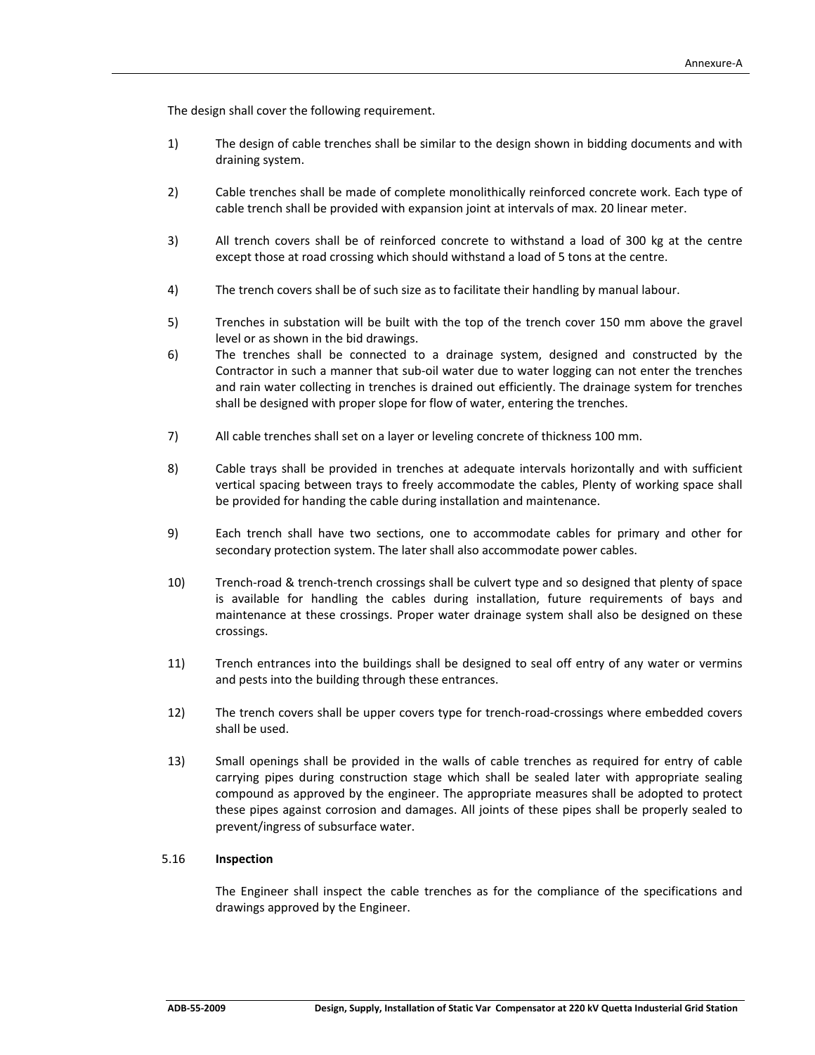The design shall cover the following requirement.

1) The design of cable trenches shall be similar to the design shown in bidding documents and with draining system.

2) Cable trenches shall be made of complete monolithically reinforced concrete work. Each type of cable trench shall be provided with expansion joint at intervals of max. 20 linear meter.

3) All trench covers shall be of reinforced concrete to withstand a load of 300 kg at the centre except those at road crossing which should withstand a load of 5 tons at the centre.

4) The trench covers shall be of such size as to facilitate their handling by manual labour.

5) Trenches in substation will be built with the top of the trench cover 150 mm above the gravel level or as shown in the bid drawings.

6) The trenches shall be connected to a drainage system, designed and constructed by the Contractor in such a manner that sub-oil water due to water logging can not enter the trenches and rain water collecting in trenches is drained out efficiently. The drainage system for trenches shall be designed with proper slope for flow of water, entering the trenches.

7) All cable trenches shall set on a layer or leveling concrete of thickness 100 mm.

8) Cable trays shall be provided in trenches at adequate intervals horizontally and with sufficient vertical spacing between trays to freely accommodate the cables, Plenty of working space shall be provided for handing the cable during installation and maintenance.

9) Each trench shall have two sections, one to accommodate cables for primary and other for secondary protection system. The later shall also accommodate power cables.

10) Trench-road & trench-trench crossings shall be culvert type and so designed that plenty of space is available for handling the cables during installation, future requirements of bays and maintenance at these crossings. Proper water drainage system shall also be designed on these crossings.

11) Trench entrances into the buildings shall be designed to seal off entry of any water or vermins and pests into the building through these entrances.

12) The trench covers shall be upper covers type for trench-road-crossings where embedded covers shall be used.

13) Small openings shall be provided in the walls of cable trenches as required for entry of cable carrying pipes during construction stage which shall be sealed later with appropriate sealing compound as approved by the engineer. The appropriate measures shall be adopted to protect these pipes against corrosion and damages. All joints of these pipes shall be properly sealed to prevent/ingress of subsurface water.

### 5.16 **Inspection**

The Engineer shall inspect the cable trenches as for the compliance of the specifications and drawings approved by the Engineer.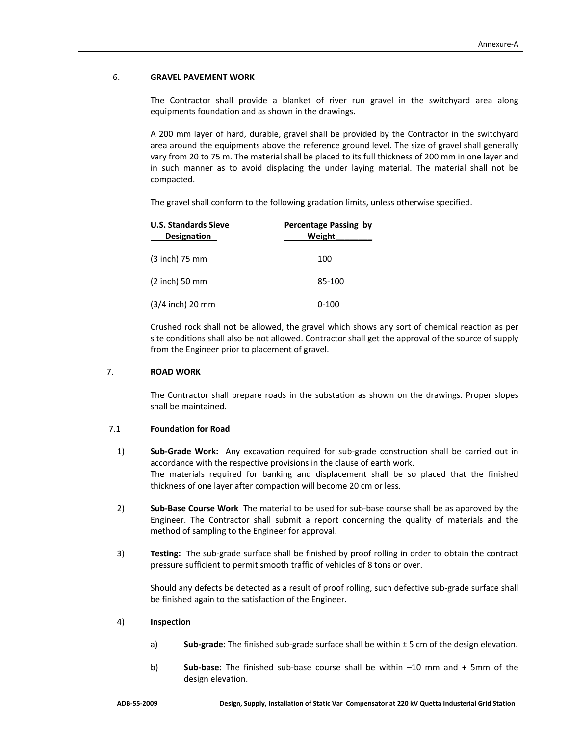## 6. GRAVEL PAVEMENT WORK

The Contractor shall provide a blanket of river run gravel in the switchyard area along equipments foundation and as shown in the drawings.

A 200 mm layer of hard, durable, gravel shall be provided by the Contractor in the switchyard area around the equipments above the reference ground level. The size of gravel shall generally vary from 20 to 75 m. The material shall be placed to its full thickness of 200 mm in one layer and in such manner as to avoid displacing the under laying material. The material shall not be compacted.

The gravel shall conform to the following gradation limits, unless otherwise specified.

| U.S. Standards Sieve Designation | Percentage Passing by Weight |
|---|---|
| (3 inch) 75 mm | 100 |
| (2 inch) 50 mm | 85-100 |
| (3/4 inch) 20 mm | 0-100 |

Crushed rock shall not be allowed, the gravel which shows any sort of chemical reaction as per site conditions shall also be not allowed. Contractor shall get the approval of the source of supply from the Engineer prior to placement of gravel.

## 7. ROAD WORK

The Contractor shall prepare roads in the substation as shown on the drawings. Proper slopes shall be maintained.

### 7.1 Foundation for Road

1) **Sub-Grade Work:** Any excavation required for sub-grade construction shall be carried out in accordance with the respective provisions in the clause of earth work.
The materials required for banking and displacement shall be so placed that the finished thickness of one layer after compaction will become 20 cm or less.

2) **Sub-Base Course Work** The material to be used for sub-base course shall be as approved by the Engineer. The Contractor shall submit a report concerning the quality of materials and the method of sampling to the Engineer for approval.

3) **Testing:** The sub-grade surface shall be finished by proof rolling in order to obtain the contract pressure sufficient to permit smooth traffic of vehicles of 8 tons or over.

   Should any defects be detected as a result of proof rolling, such defective sub-grade surface shall be finished again to the satisfaction of the Engineer.

4) **Inspection**

   a) **Sub-grade:** The finished sub-grade surface shall be within ± 5 cm of the design elevation.

   b) **Sub-base:** The finished sub-base course shall be within –10 mm and + 5mm of the design elevation.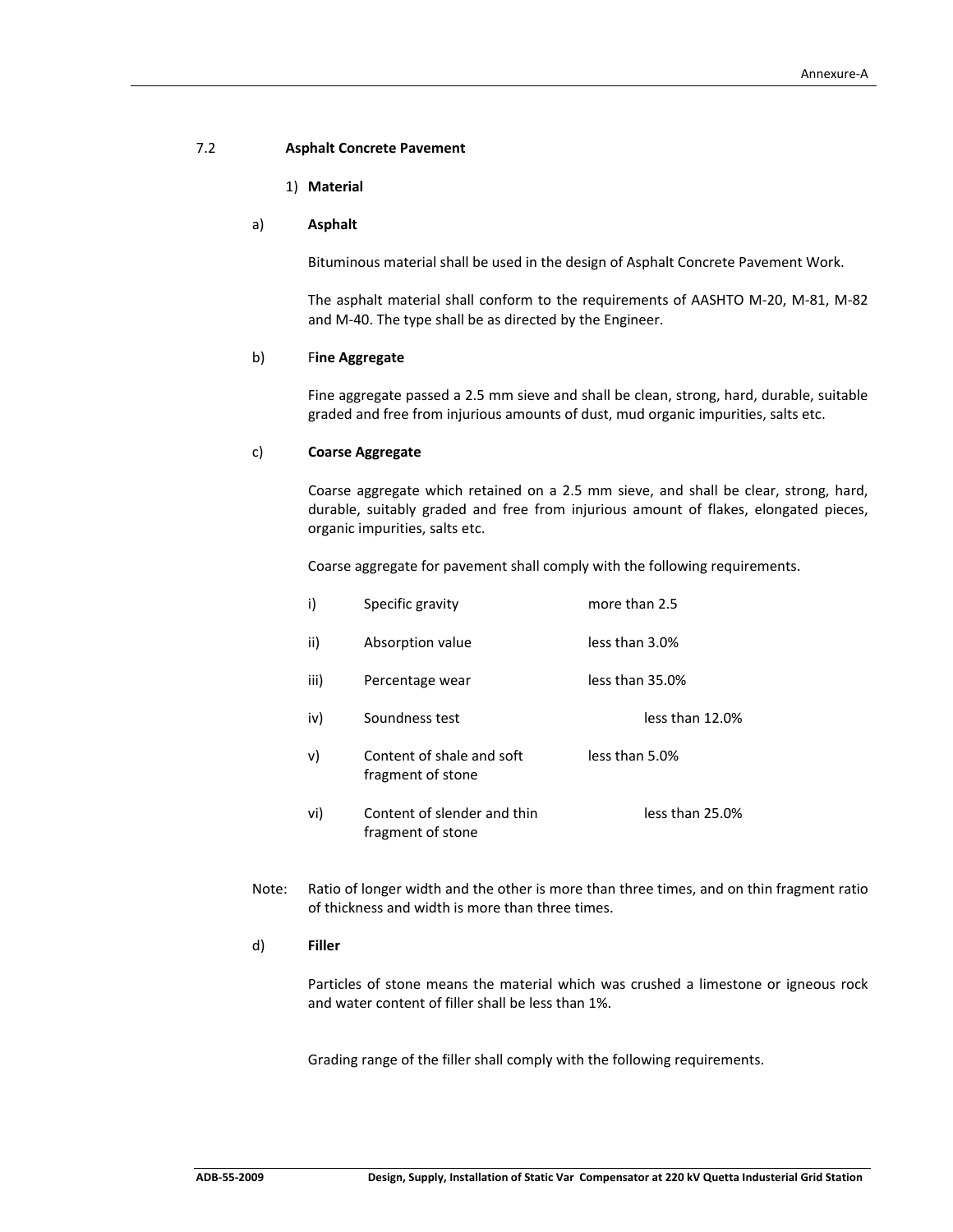## 7.2 Asphalt Concrete Pavement

### 1) Material

#### a) Asphalt

Bituminous material shall be used in the design of Asphalt Concrete Pavement Work.

The asphalt material shall conform to the requirements of AASHTO M-20, M-81, M-82 and M-40. The type shall be as directed by the Engineer.

#### b) Fine Aggregate

Fine aggregate passed a 2.5 mm sieve and shall be clean, strong, hard, durable, suitable graded and free from injurious amounts of dust, mud organic impurities, salts etc.

#### c) Coarse Aggregate

Coarse aggregate which retained on a 2.5 mm sieve, and shall be clear, strong, hard, durable, suitably graded and free from injurious amount of flakes, elongated pieces, organic impurities, salts etc.

Coarse aggregate for pavement shall comply with the following requirements.

| | | |
|---|---|---|
| i) | Specific gravity | more than 2.5 |
| ii) | Absorption value | less than 3.0% |
| iii) | Percentage wear | less than 35.0% |
| iv) | Soundness test | less than 12.0% |
| v) | Content of shale and soft fragment of stone | less than 5.0% |
| vi) | Content of slender and thin fragment of stone | less than 25.0% |

Note: Ratio of longer width and the other is more than three times, and on thin fragment ratio of thickness and width is more than three times.

#### d) Filler

Particles of stone means the material which was crushed a limestone or igneous rock and water content of filler shall be less than 1%.

Grading range of the filler shall comply with the following requirements.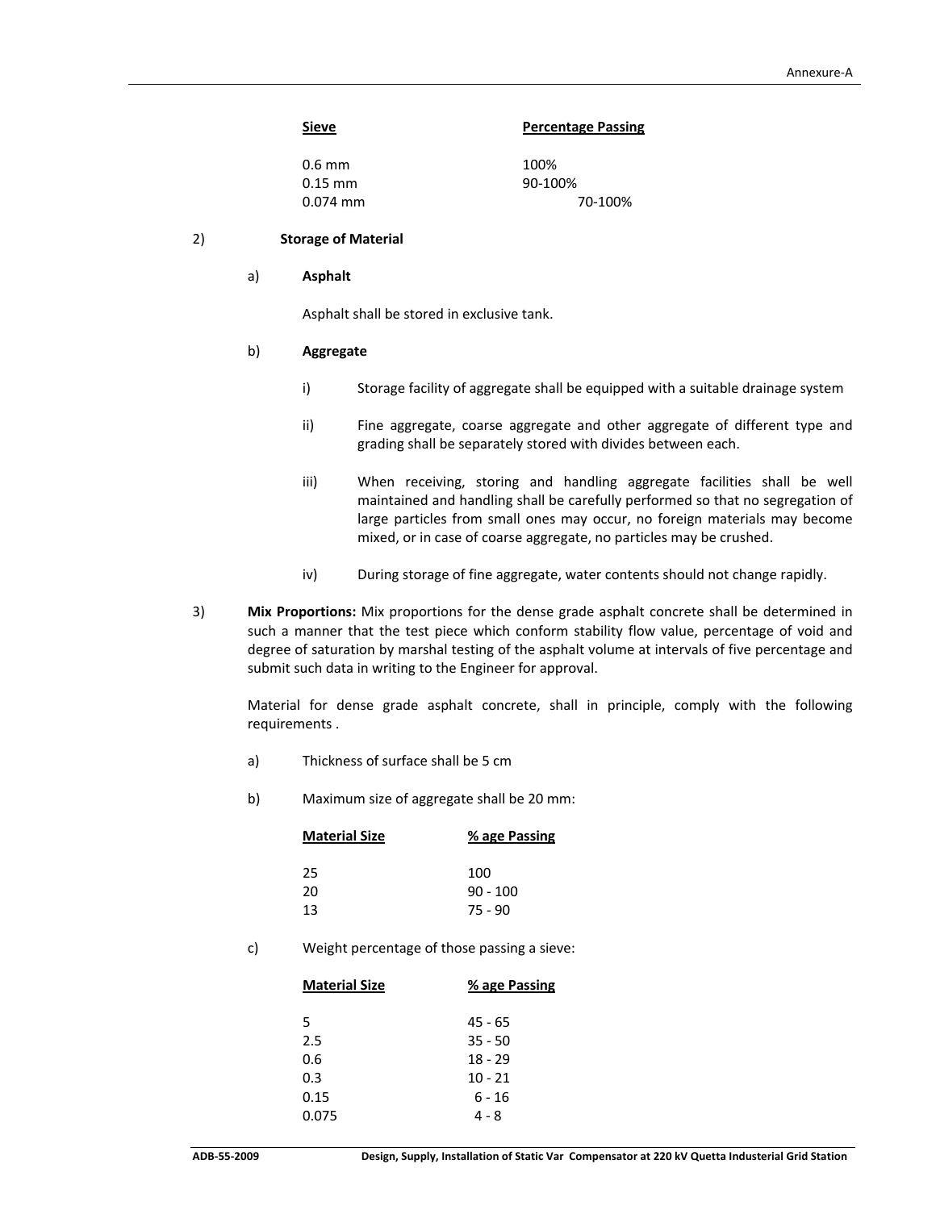| Sieve | Percentage Passing |
|---|---|
| 0.6 mm | 100% |
| 0.15 mm | 90-100% |
| 0.074 mm | 70-100% |

2) **Storage of Material**

a) **Asphalt**

Asphalt shall be stored in exclusive tank.

b) **Aggregate**

i) Storage facility of aggregate shall be equipped with a suitable drainage system

ii) Fine aggregate, coarse aggregate and other aggregate of different type and grading shall be separately stored with divides between each.

iii) When receiving, storing and handling aggregate facilities shall be well maintained and handling shall be carefully performed so that no segregation of large particles from small ones may occur, no foreign materials may become mixed, or in case of coarse aggregate, no particles may be crushed.

iv) During storage of fine aggregate, water contents should not change rapidly.

3) **Mix Proportions:** Mix proportions for the dense grade asphalt concrete shall be determined in such a manner that the test piece which conform stability flow value, percentage of void and degree of saturation by marshal testing of the asphalt volume at intervals of five percentage and submit such data in writing to the Engineer for approval.

Material for dense grade asphalt concrete, shall in principle, comply with the following requirements .

a) Thickness of surface shall be 5 cm

b) Maximum size of aggregate shall be 20 mm:

| Material Size | % age Passing |
|---|---|
| 25 | 100 |
| 20 | 90 - 100 |
| 13 | 75 - 90 |

c) Weight percentage of those passing a sieve:

| Material Size | % age Passing |
|---|---|
| 5 | 45 - 65 |
| 2.5 | 35 - 50 |
| 0.6 | 18 - 29 |
| 0.3 | 10 - 21 |
| 0.15 | 6 - 16 |
| 0.075 | 4 - 8 |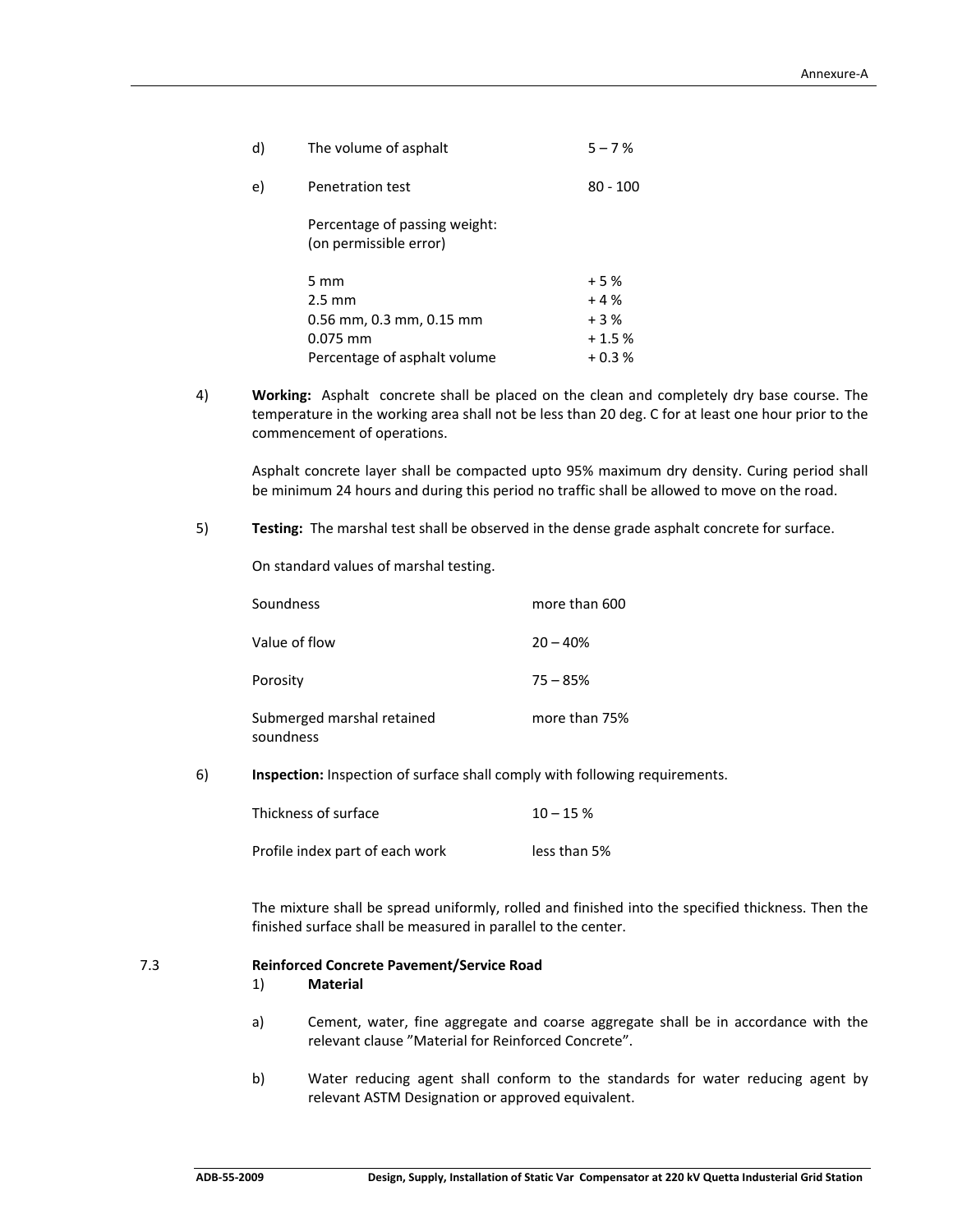d) The volume of asphalt 5 – 7 %

e) Penetration test 80 - 100

Percentage of passing weight:
(on permissible error)

| | |
|---|---|
| 5 mm | + 5 % |
| 2.5 mm | + 4 % |
| 0.56 mm, 0.3 mm, 0.15 mm | + 3 % |
| 0.075 mm | + 1.5 % |
| Percentage of asphalt volume | + 0.3 % |

4) **Working:** Asphalt concrete shall be placed on the clean and completely dry base course. The temperature in the working area shall not be less than 20 deg. C for at least one hour prior to the commencement of operations.

Asphalt concrete layer shall be compacted upto 95% maximum dry density. Curing period shall be minimum 24 hours and during this period no traffic shall be allowed to move on the road.

5) **Testing:** The marshal test shall be observed in the dense grade asphalt concrete for surface.

On standard values of marshal testing.

| | |
|---|---|
| Soundness | more than 600 |
| Value of flow | 20 – 40% |
| Porosity | 75 – 85% |
| Submerged marshal retained soundness | more than 75% |

6) **Inspection:** Inspection of surface shall comply with following requirements.

| | |
|---|---|
| Thickness of surface | 10 – 15 % |
| Profile index part of each work | less than 5% |

The mixture shall be spread uniformly, rolled and finished into the specified thickness. Then the finished surface shall be measured in parallel to the center.

7.3 **Reinforced Concrete Pavement/Service Road**

1) **Material**

a) Cement, water, fine aggregate and coarse aggregate shall be in accordance with the relevant clause "Material for Reinforced Concrete".

b) Water reducing agent shall conform to the standards for water reducing agent by relevant ASTM Designation or approved equivalent.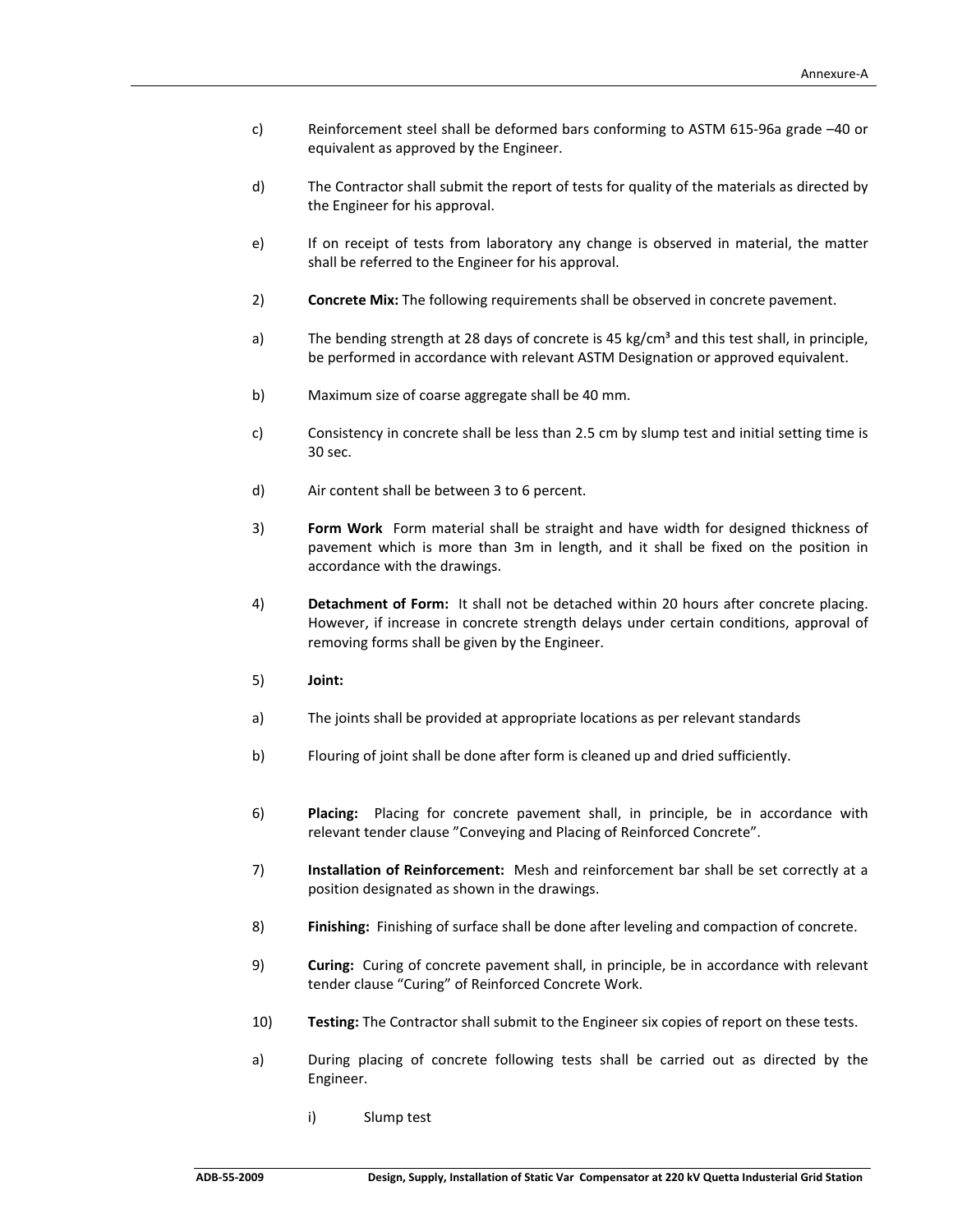c) Reinforcement steel shall be deformed bars conforming to ASTM 615-96a grade –40 or equivalent as approved by the Engineer.

d) The Contractor shall submit the report of tests for quality of the materials as directed by the Engineer for his approval.

e) If on receipt of tests from laboratory any change is observed in material, the matter shall be referred to the Engineer for his approval.

2) **Concrete Mix:** The following requirements shall be observed in concrete pavement.

a) The bending strength at 28 days of concrete is 45 kg/cm³ and this test shall, in principle, be performed in accordance with relevant ASTM Designation or approved equivalent.

b) Maximum size of coarse aggregate shall be 40 mm.

c) Consistency in concrete shall be less than 2.5 cm by slump test and initial setting time is 30 sec.

d) Air content shall be between 3 to 6 percent.

3) **Form Work** Form material shall be straight and have width for designed thickness of pavement which is more than 3m in length, and it shall be fixed on the position in accordance with the drawings.

4) **Detachment of Form:** It shall not be detached within 20 hours after concrete placing. However, if increase in concrete strength delays under certain conditions, approval of removing forms shall be given by the Engineer.

5) **Joint:**

a) The joints shall be provided at appropriate locations as per relevant standards

b) Flouring of joint shall be done after form is cleaned up and dried sufficiently.

6) **Placing:** Placing for concrete pavement shall, in principle, be in accordance with relevant tender clause "Conveying and Placing of Reinforced Concrete".

7) **Installation of Reinforcement:** Mesh and reinforcement bar shall be set correctly at a position designated as shown in the drawings.

8) **Finishing:** Finishing of surface shall be done after leveling and compaction of concrete.

9) **Curing:** Curing of concrete pavement shall, in principle, be in accordance with relevant tender clause "Curing" of Reinforced Concrete Work.

10) **Testing:** The Contractor shall submit to the Engineer six copies of report on these tests.

a) During placing of concrete following tests shall be carried out as directed by the Engineer.

   i) Slump test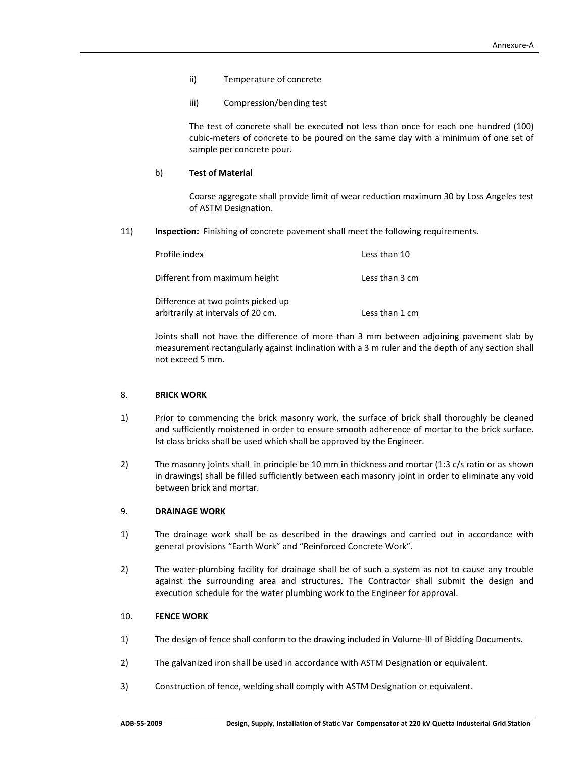ii) Temperature of concrete

iii) Compression/bending test

The test of concrete shall be executed not less than once for each one hundred (100) cubic-meters of concrete to be poured on the same day with a minimum of one set of sample per concrete pour.

b) **Test of Material**

Coarse aggregate shall provide limit of wear reduction maximum 30 by Loss Angeles test of ASTM Designation.

11) **Inspection:** Finishing of concrete pavement shall meet the following requirements.

| | |
|---|---|
| Profile index | Less than 10 |
| Different from maximum height | Less than 3 cm |
| Difference at two points picked up arbitrarily at intervals of 20 cm. | Less than 1 cm |

Joints shall not have the difference of more than 3 mm between adjoining pavement slab by measurement rectangularly against inclination with a 3 m ruler and the depth of any section shall not exceed 5 mm.

## 8. BRICK WORK

1) Prior to commencing the brick masonry work, the surface of brick shall thoroughly be cleaned and sufficiently moistened in order to ensure smooth adherence of mortar to the brick surface. Ist class bricks shall be used which shall be approved by the Engineer.

2) The masonry joints shall in principle be 10 mm in thickness and mortar (1:3 c/s ratio or as shown in drawings) shall be filled sufficiently between each masonry joint in order to eliminate any void between brick and mortar.

## 9. DRAINAGE WORK

1) The drainage work shall be as described in the drawings and carried out in accordance with general provisions “Earth Work” and “Reinforced Concrete Work”.

2) The water-plumbing facility for drainage shall be of such a system as not to cause any trouble against the surrounding area and structures. The Contractor shall submit the design and execution schedule for the water plumbing work to the Engineer for approval.

## 10. FENCE WORK

1) The design of fence shall conform to the drawing included in Volume-III of Bidding Documents.

2) The galvanized iron shall be used in accordance with ASTM Designation or equivalent.

3) Construction of fence, welding shall comply with ASTM Designation or equivalent.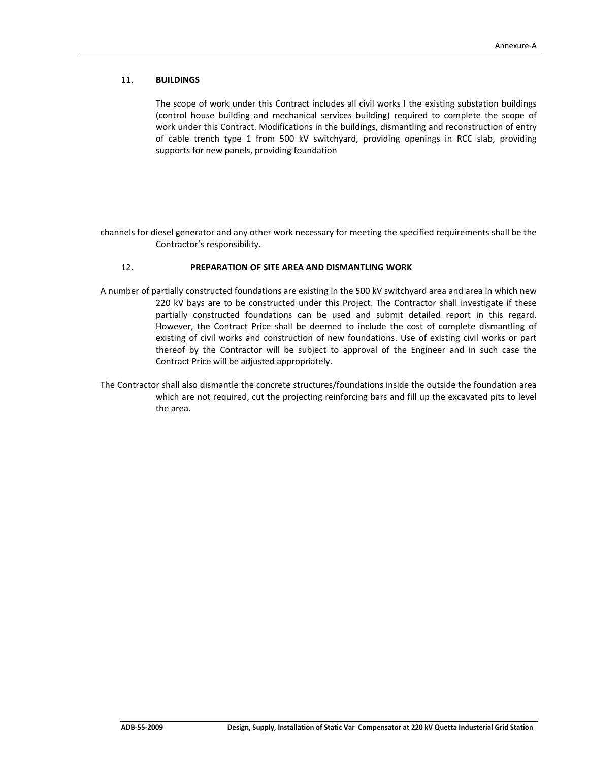## 11. BUILDINGS

The scope of work under this Contract includes all civil works I the existing substation buildings (control house building and mechanical services building) required to complete the scope of work under this Contract. Modifications in the buildings, dismantling and reconstruction of entry of cable trench type 1 from 500 kV switchyard, providing openings in RCC slab, providing supports for new panels, providing foundation channels for diesel generator and any other work necessary for meeting the specified requirements shall be the Contractor's responsibility.

## 12. PREPARATION OF SITE AREA AND DISMANTLING WORK

A number of partially constructed foundations are existing in the 500 kV switchyard area and area in which new 220 kV bays are to be constructed under this Project. The Contractor shall investigate if these partially constructed foundations can be used and submit detailed report in this regard. However, the Contract Price shall be deemed to include the cost of complete dismantling of existing of civil works and construction of new foundations. Use of existing civil works or part thereof by the Contractor will be subject to approval of the Engineer and in such case the Contract Price will be adjusted appropriately.

The Contractor shall also dismantle the concrete structures/foundations inside the outside the foundation area which are not required, cut the projecting reinforcing bars and fill up the excavated pits to level the area.